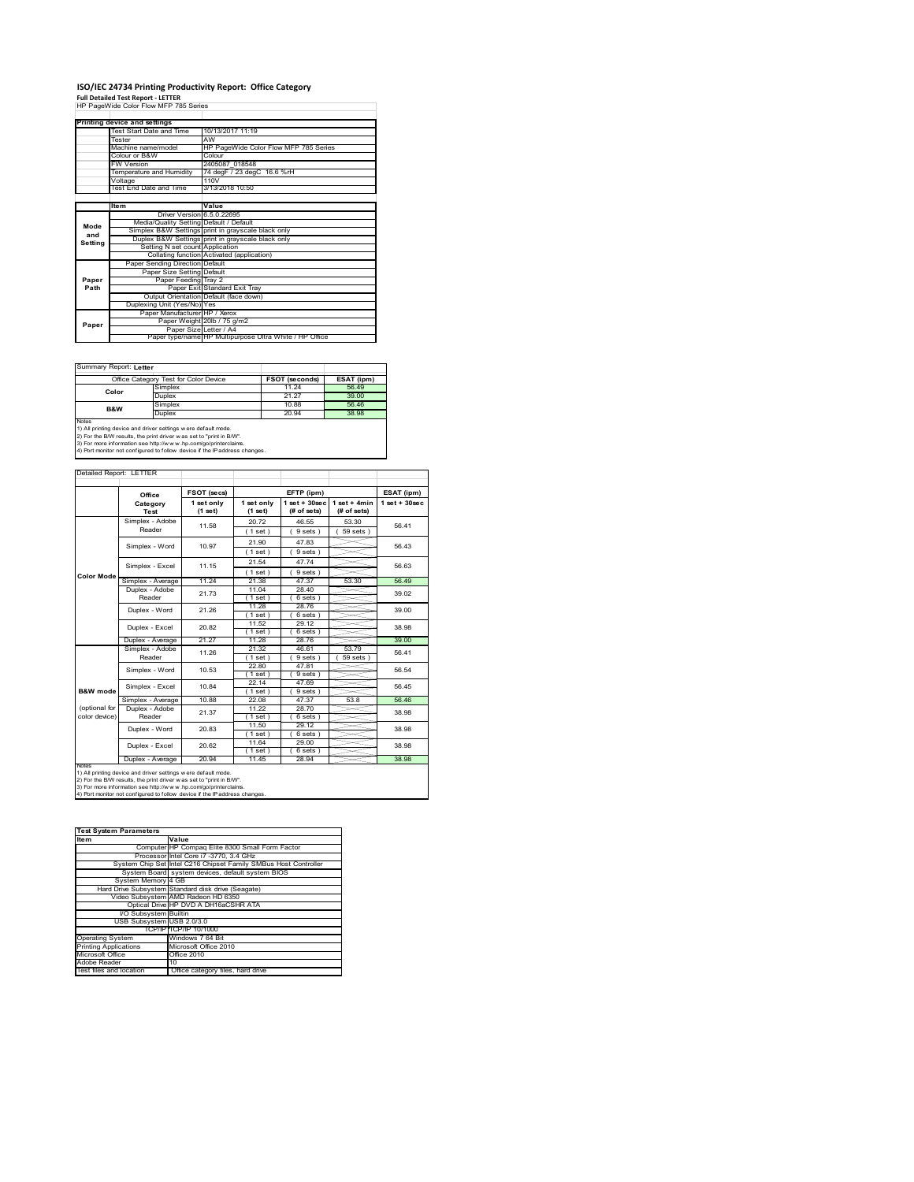# ISO/IEC 24734 Printing Productivity Report: Office Category

**Full Detailed Test Report - LETTER**

HP PageWide Color Flow MFP 785 Series

| Printing device and settings | |
|---|---|
| Test Start Date and Time | 10/13/2017 11:19 |
| Tester | AW |
| Machine name/model | HP PageWide Color Flow MFP 785 Series |
| Colour or B&W | Colour |
| FW Version | 2405087_018548 |
| Temperature and Humidity | 74 degF / 23 degC 16.6 %rH |
| Voltage | 110V |
| Test End Date and Time | 3/13/2018 10:50 |

| | Item | Value |
|---|---|---|
| Mode and Setting | Driver Version | 6.5.0.22695 |
| | Media/Quality Setting | Default / Default |
| | Simplex B&W Settings | print in grayscale black only |
| | Duplex B&W Settings | print in grayscale black only |
| | Setting N set count | Application |
| | Collating function | Activated (application) |
| Paper Path | Paper Sending Direction | Default |
| | Paper Size Setting | Default |
| | Paper Feeding | Tray 2 |
| | Paper Exit | Standard Exit Tray |
| | Output Orientation | Default (face down) |
| | Duplexing Unit (Yes/No) | Yes |
| Paper | Paper Manufacturer | HP / Xerox |
| | Paper Weight | 20lb / 75 g/m2 |
| | Paper Size | Letter / A4 |
| | Paper type/name | HP Multipurpose Ultra White / HP Office |

Summary Report: **Letter**

| Office Category Test for Color Device | | FSOT (seconds) | ESAT (ipm) |
|---|---|---|---|
| Color | Simplex | 11.24 | 56.49 |
| | Duplex | 21.27 | 39.00 |
| B&W | Simplex | 10.88 | 56.46 |
| | Duplex | 20.94 | 38.98 |

Notes
1) All printing device and driver settings were default mode.
2) For the B/W results, the print driver was set to "print in B/W".
3) For more information see http://www.hp.com/go/printerclaims.
4) Port monitor not configured to follow device if the IP address changes.

Detailed Report: LETTER

| | Office Category Test | FSOT (secs) 1 set only (1 set) | EFTP (ipm) 1 set only (1 set) | EFTP (ipm) 1 set + 30sec (# of sets) | EFTP (ipm) 1 set + 4min (# of sets) | ESAT (ipm) 1 set + 30sec |
|---|---|---|---|---|---|---|
| Color Mode | Simplex - Adobe Reader | 11.58 | 20.72 (1 set) | 46.55 (9 sets) | 53.30 (59 sets) | 56.41 |
| | Simplex - Word | 10.97 | 21.90 (1 set) | 47.83 (9 sets) | | 56.43 |
| | Simplex - Excel | 11.15 | 21.54 (1 set) | 47.74 (9 sets) | | 56.63 |
| | Simplex - Average | 11.24 | 21.38 | 47.37 | 53.30 | 56.49 |
| | Duplex - Adobe Reader | 21.73 | 11.04 (1 set) | 28.40 (6 sets) | | 39.02 |
| | Duplex - Word | 21.26 | 11.28 (1 set) | 28.76 (6 sets) | | 39.00 |
| | Duplex - Excel | 20.82 | 11.52 (1 set) | 29.12 (6 sets) | | 38.98 |
| | Duplex - Average | 21.27 | 11.28 | 28.76 | | 39.00 |
| B&W mode (optional for color device) | Simplex - Adobe Reader | 11.26 | 21.32 (1 set) | 46.61 (9 sets) | 53.79 (59 sets) | 56.41 |
| | Simplex - Word | 10.53 | 22.80 (1 set) | 47.81 (9 sets) | | 56.54 |
| | Simplex - Excel | 10.84 | 22.14 (1 set) | 47.69 (9 sets) | | 56.45 |
| | Simplex - Average | 10.88 | 22.08 | 47.37 | 53.8 | 56.46 |
| | Duplex - Adobe Reader | 21.37 | 11.22 (1 set) | 28.70 (6 sets) | | 38.98 |
| | Duplex - Word | 20.83 | 11.50 (1 set) | 29.12 (6 sets) | | 38.98 |
| | Duplex - Excel | 20.62 | 11.64 (1 set) | 29.00 (6 sets) | | 38.98 |
| | Duplex - Average | 20.94 | 11.45 | 28.94 | | 38.98 |

Notes
1) All printing device and driver settings were default mode.
2) For the B/W results, the print driver was set to "print in B/W".
3) For more information see http://www.hp.com/go/printerclaims.
4) Port monitor not configured to follow device if the IP address changes.

| Test System Parameters | |
|---|---|
| **Item** | **Value** |
| Computer | HP Compaq Elite 8300 Small Form Factor |
| Processor | Intel Core i7 -3770, 3.4 GHz |
| System Chip Set | Intel C216 Chipset Family SMBus Host Controller |
| System Board | system devices, default system BIOS |
| System Memory | 4 GB |
| Hard Drive Subsystem | Standard disk drive (Seagate) |
| Video Subsystem | AMD Radeon HD 6350 |
| Optical Drive | HP DVD A DH16aCSHR ATA |
| I/O Subsystem | Builtin |
| USB Subsystem | USB 2.0/3.0 |
| TCP/IP | TCP/IP 10/1000 |
| Operating System | Windows 7 64 Bit |
| Printing Applications | Microsoft Office 2010 |
| Microsoft Office | Office 2010 |
| Adobe Reader | 10 |
| Test files and location | Office category files, hard drive |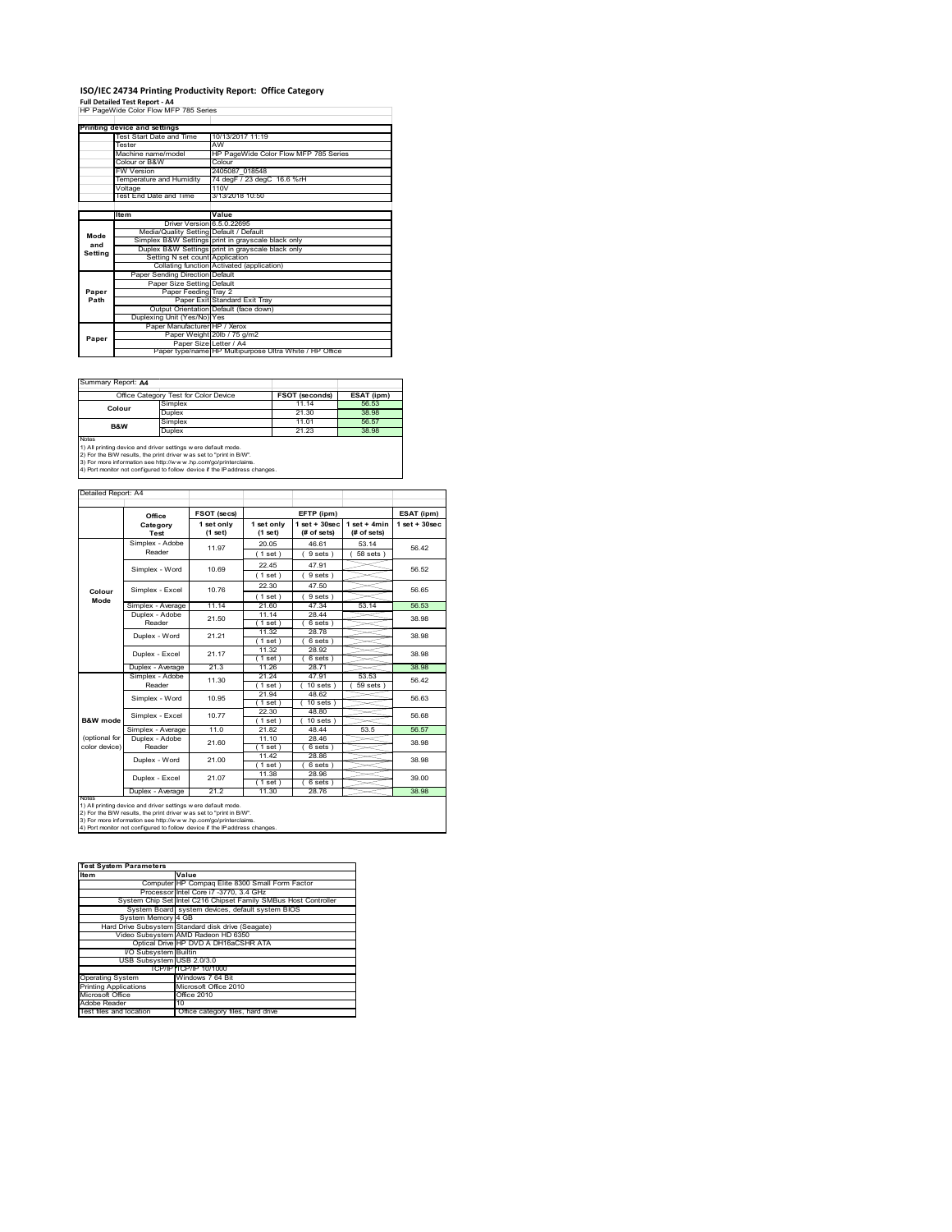# ISO/IEC 24734 Printing Productivity Report: Office Category

**Full Detailed Test Report - A4**

HP PageWide Color Flow MFP 785 Series

| Printing device and settings | |
|---|---|
| Test Start Date and Time | 10/13/2017 11:19 |
| Tester | AW |
| Machine name/model | HP PageWide Color Flow MFP 785 Series |
| Colour or B&W | Colour |
| FW Version | 2405087_018548 |
| Temperature and Humidity | 74 degF / 23 degC 16.6 %rH |
| Voltage | 110V |
| Test End Date and Time | 3/13/2018 10:50 |

| | Item | Value |
|---|---|---|
| Mode and Setting | Driver Version | 6.5.0.22695 |
| | Media/Quality Setting | Default / Default |
| | Simplex B&W Settings | print in grayscale black only |
| | Duplex B&W Settings | print in grayscale black only |
| | Setting N set count | Application |
| | Collating function | Activated (application) |
| Paper Path | Paper Sending Direction | Default |
| | Paper Size Setting | Default |
| | Paper Feeding | Tray 2 |
| | Paper Exit | Standard Exit Tray |
| | Output Orientation | Default (face down) |
| | Duplexing Unit (Yes/No) | Yes |
| Paper | Paper Manufacturer | HP / Xerox |
| | Paper Weight | 20lb / 75 g/m2 |
| | Paper Size | Letter / A4 |
| | Paper type/name | HP Multipurpose Ultra White / HP Office |

Summary Report: **A4**

| Office Category Test for Color Device | | FSOT (seconds) | ESAT (ipm) |
|---|---|---|---|
| Colour | Simplex | 11.14 | 56.53 |
| | Duplex | 21.30 | 38.98 |
| B&W | Simplex | 11.01 | 56.57 |
| | Duplex | 21.23 | 38.98 |

Notes
1) All printing device and driver settings were default mode.
2) For the B/W results, the print driver was set to "print in B/W".
3) For more information see http://www.hp.com/go/printerclaims.
4) Port monitor not configured to follow device if the IP address changes.

Detailed Report: A4

| | Office Category Test | FSOT (secs) 1 set only (1 set) | EFTP (ipm) 1 set only (1 set) | EFTP (ipm) 1 set + 30sec (# of sets) | EFTP (ipm) 1 set + 4min (# of sets) | ESAT (ipm) 1 set + 30sec |
|---|---|---|---|---|---|---|
| Colour Mode | Simplex - Adobe Reader | 11.97 | 20.05 (1 set) | 46.61 (9 sets) | 53.14 (58 sets) | 56.42 |
| | Simplex - Word | 10.69 | 22.45 (1 set) | 47.91 (9 sets) | | 56.52 |
| | Simplex - Excel | 10.76 | 22.30 (1 set) | 47.50 (9 sets) | | 56.65 |
| | Simplex - Average | 11.14 | 21.60 | 47.34 | 53.14 | 56.53 |
| | Duplex - Adobe Reader | 21.50 | 11.14 (1 set) | 28.44 (6 sets) | | 38.98 |
| | Duplex - Word | 21.21 | 11.32 (1 set) | 28.78 (6 sets) | | 38.98 |
| | Duplex - Excel | 21.17 | 11.32 (1 set) | 28.92 (6 sets) | | 38.98 |
| | Duplex - Average | 21.3 | 11.26 | 28.71 | | 38.98 |
| B&W mode (optional for color device) | Simplex - Adobe Reader | 11.30 | 21.24 (1 set) | 47.91 (10 sets) | 53.53 (59 sets) | 56.42 |
| | Simplex - Word | 10.95 | 21.94 (1 set) | 48.62 (10 sets) | | 56.63 |
| | Simplex - Excel | 10.77 | 22.30 (1 set) | 48.80 (10 sets) | | 56.68 |
| | Simplex - Average | 11.0 | 21.82 | 48.44 | 53.5 | 56.57 |
| | Duplex - Adobe Reader | 21.60 | 11.10 (1 set) | 28.46 (6 sets) | | 38.98 |
| | Duplex - Word | 21.00 | 11.42 (1 set) | 28.86 (6 sets) | | 38.98 |
| | Duplex - Excel | 21.07 | 11.38 (1 set) | 28.96 (6 sets) | | 39.00 |
| | Duplex - Average | 21.2 | 11.30 | 28.76 | | 38.98 |

Notes
1) All printing device and driver settings were default mode.
2) For the B/W results, the print driver was set to "print in B/W".
3) For more information see http://www.hp.com/go/printerclaims.
4) Port monitor not configured to follow device if the IP address changes.

| Test System Parameters | |
|---|---|
| **Item** | **Value** |
| Computer | HP Compaq Elite 8300 Small Form Factor |
| Processor | Intel Core i7 -3770, 3.4 GHz |
| System Chip Set | Intel C216 Chipset Family SMBus Host Controller |
| System Board | system devices, default system BIOS |
| System Memory | 4 GB |
| Hard Drive Subsystem | Standard disk drive (Seagate) |
| Video Subsystem | AMD Radeon HD 6350 |
| Optical Drive | HP DVD A DH16aCSHR ATA |
| I/O Subsystem | Builtin |
| USB Subsystem | USB 2.0/3.0 |
| TCP/IP | TCP/IP 10/1000 |
| Operating System | Windows 7 64 Bit |
| Printing Applications | Microsoft Office 2010 |
| Microsoft Office | Office 2010 |
| Adobe Reader | 10 |
| Test files and location | Office category files, hard drive |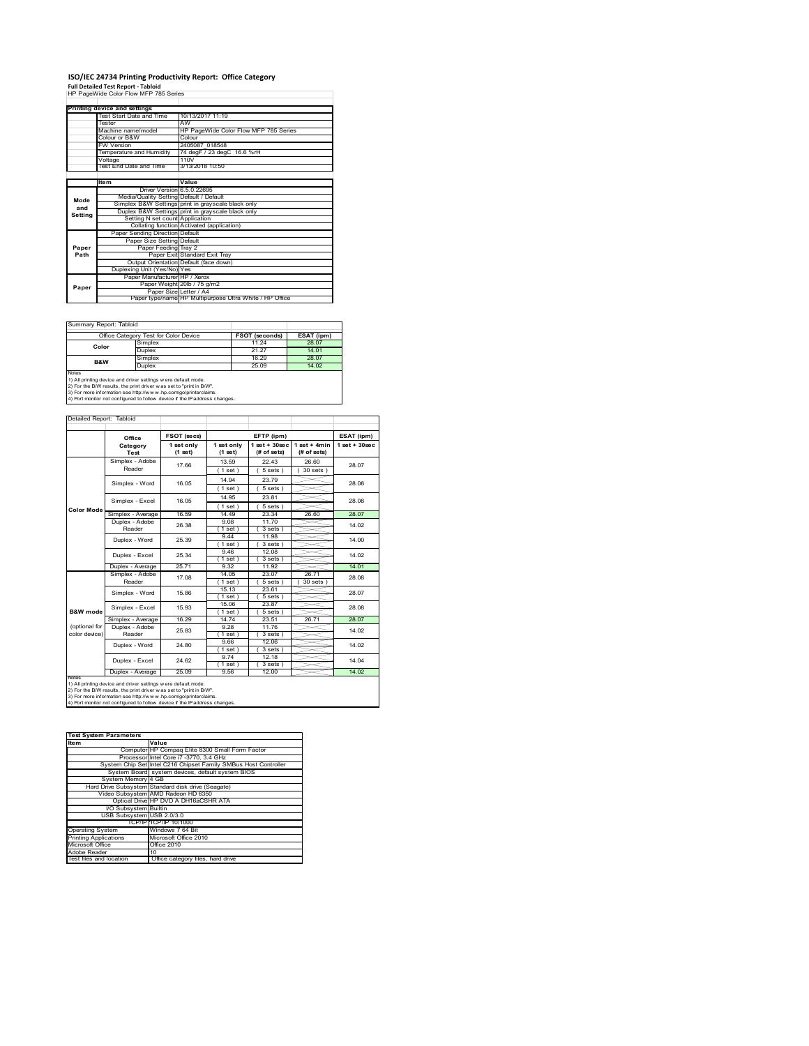# ISO/IEC 24734 Printing Productivity Report: Office Category

**Full Detailed Test Report - Tabloid**

HP PageWide Color Flow MFP 785 Series

| Printing device and settings | |
|---|---|
| Test Start Date and Time | 10/13/2017 11:19 |
| Tester | AW |
| Machine name/model | HP PageWide Color Flow MFP 785 Series |
| Colour or B&W | Colour |
| FW Version | 2405087_018548 |
| Temperature and Humidity | 74 degF / 23 degC 16.6 %rH |
| Voltage | 110V |
| Test End Date and Time | 3/13/2018 10:50 |

| | Item | Value |
|---|---|---|
| Mode and Setting | Driver Version | 6.5.0.22695 |
| | Media/Quality Setting | Default / Default |
| | Simplex B&W Settings | print in grayscale black only |
| | Duplex B&W Settings | print in grayscale black only |
| | Setting N set count | Application |
| | Collating function | Activated (application) |
| Paper Path | Paper Sending Direction | Default |
| | Paper Size Setting | Default |
| | Paper Feeding | Tray 2 |
| | Paper Exit | Standard Exit Tray |
| | Output Orientation | Default (face down) |
| | Duplexing Unit (Yes/No) | Yes |
| Paper | Paper Manufacturer | HP / Xerox |
| | Paper Weight | 20lb / 75 g/m2 |
| | Paper Size | Letter / A4 |
| | Paper type/name | HP Multipurpose Ultra White / HP Office |

Summary Report: Tabloid

| Office Category Test for Color Device | | FSOT (seconds) | ESAT (ipm) |
|---|---|---|---|
| Color | Simplex | 11.24 | 28.07 |
| | Duplex | 21.27 | 14.01 |
| B&W | Simplex | 16.29 | 28.07 |
| | Duplex | 25.09 | 14.02 |

Notes
1) All printing device and driver settings were default mode.
2) For the B/W results, the print driver was set to "print in B/W".
3) For more information see http://www.hp.com/go/printerclaims.
4) Port monitor not configured to follow device if the IP address changes.

Detailed Report: Tabloid

| | Office Category Test | FSOT (secs) 1 set only (1 set) | EFTP (ipm) 1 set only (1 set) | EFTP (ipm) 1 set + 30sec (# of sets) | EFTP (ipm) 1 set + 4min (# of sets) | ESAT (ipm) 1 set + 30sec |
|---|---|---|---|---|---|---|
| Color Mode | Simplex - Adobe Reader | 17.66 | 13.59 (1 set) | 22.43 (5 sets) | 26.60 (30 sets) | 28.07 |
| | Simplex - Word | 16.05 | 14.94 (1 set) | 23.79 (5 sets) | | 28.08 |
| | Simplex - Excel | 16.05 | 14.95 (1 set) | 23.81 (5 sets) | | 28.08 |
| | Simplex - Average | 16.59 | 14.49 | 23.34 | 26.60 | 28.07 |
| | Duplex - Adobe Reader | 26.38 | 9.08 (1 set) | 11.70 (3 sets) | | 14.02 |
| | Duplex - Word | 25.39 | 9.44 (1 set) | 11.98 (3 sets) | | 14.00 |
| | Duplex - Excel | 25.34 | 9.46 (1 set) | 12.08 (3 sets) | | 14.02 |
| | Duplex - Average | 25.71 | 9.32 | 11.92 | | 14.01 |
| B&W mode (optional for color device) | Simplex - Adobe Reader | 17.08 | 14.05 (1 set) | 23.07 (5 sets) | 26.71 (30 sets) | 28.08 |
| | Simplex - Word | 15.86 | 15.13 (1 set) | 23.61 (5 sets) | | 28.07 |
| | Simplex - Excel | 15.93 | 15.06 (1 set) | 23.87 (5 sets) | | 28.08 |
| | Simplex - Average | 16.29 | 14.74 | 23.51 | 26.71 | 28.07 |
| | Duplex - Adobe Reader | 25.83 | 9.28 (1 set) | 11.76 (3 sets) | | 14.02 |
| | Duplex - Word | 24.80 | 9.66 (1 set) | 12.06 (3 sets) | | 14.02 |
| | Duplex - Excel | 24.62 | 9.74 (1 set) | 12.18 (3 sets) | | 14.04 |
| | Duplex - Average | 25.09 | 9.56 | 12.00 | | 14.02 |

Notes
1) All printing device and driver settings were default mode.
2) For the B/W results, the print driver was set to "print in B/W".
3) For more information see http://www.hp.com/go/printerclaims.
4) Port monitor not configured to follow device if the IP address changes.

| Test System Parameters | |
|---|---|
| Item | Value |
| Computer | HP Compaq Elite 8300 Small Form Factor |
| Processor | Intel Core i7 -3770, 3.4 GHz |
| System Chip Set | Intel C216 Chipset Family SMBus Host Controller |
| System Board | system devices, default system BIOS |
| System Memory | 4 GB |
| Hard Drive Subsystem | Standard disk drive (Seagate) |
| Video Subsystem | AMD Radeon HD 6350 |
| Optical Drive | HP DVD A DH16aCSHR ATA |
| I/O Subsystem | Builtin |
| USB Subsystem | USB 2.0/3.0 |
| TCP/IP | TCP/IP 10/1000 |
| Operating System | Windows 7 64 Bit |
| Printing Applications | Microsoft Office 2010 |
| Microsoft Office | Office 2010 |
| Adobe Reader | 10 |
| Test files and location | Office category files, hard drive |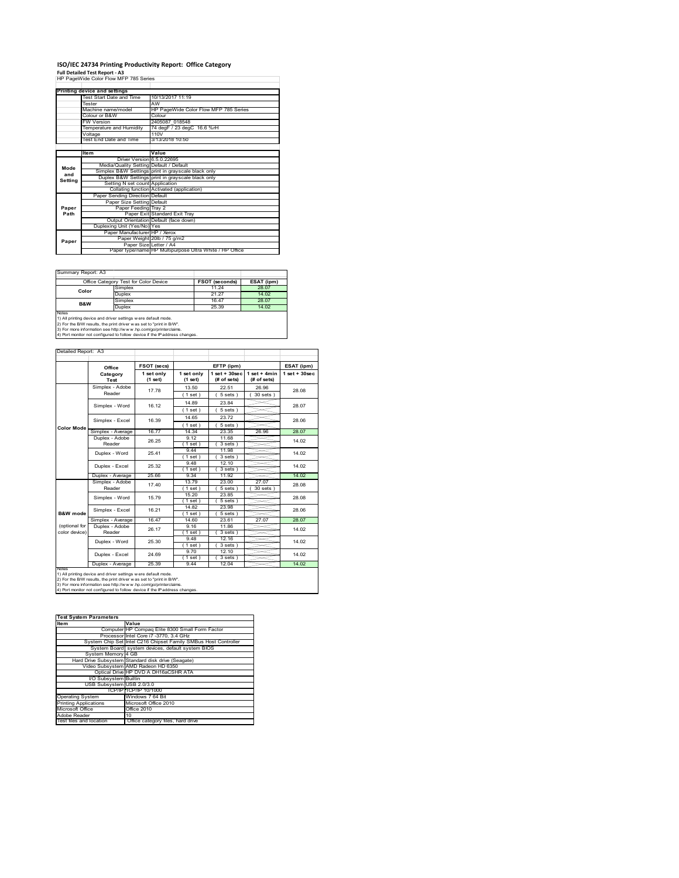# ISO/IEC 24734 Printing Productivity Report: Office Category

**Full Detailed Test Report - A3**

HP PageWide Color Flow MFP 785 Series

| Printing device and settings | |
|---|---|
| Test Start Date and Time | 10/13/2017 11:19 |
| Tester | AW |
| Machine name/model | HP PageWide Color Flow MFP 785 Series |
| Colour or B&W | Colour |
| FW Version | 2405087_018548 |
| Temperature and Humidity | 74 degF / 23 degC 16.6 %rH |
| Voltage | 110V |
| Test End Date and Time | 3/13/2018 10:50 |

| | Item | Value |
|---|---|---|
| Mode and Setting | Driver Version | 6.5.0.22695 |
| | Media/Quality Setting | Default / Default |
| | Simplex B&W Settings | print in grayscale black only |
| | Duplex B&W Settings | print in grayscale black only |
| | Setting N set count | Application |
| | Collating function | Activated (application) |
| Paper Path | Paper Sending Direction | Default |
| | Paper Size Setting | Default |
| | Paper Feeding | Tray 2 |
| | Paper Exit | Standard Exit Tray |
| | Output Orientation | Default (face down) |
| | Duplexing Unit (Yes/No) | Yes |
| Paper | Paper Manufacturer | HP / Xerox |
| | Paper Weight | 20lb / 75 g/m2 |
| | Paper Size | Letter / A4 |
| | Paper type/name | HP Multipurpose Ultra White / HP Office |

Summary Report: A3

| Office Category Test for Color Device | | FSOT (seconds) | ESAT (ipm) |
|---|---|---|---|
| Color | Simplex | 11.24 | 28.07 |
| | Duplex | 21.27 | 14.02 |
| B&W | Simplex | 16.47 | 28.07 |
| | Duplex | 25.39 | 14.02 |

Notes
1) All printing device and driver settings were default mode.
2) For the B/W results, the print driver was set to "print in B/W".
3) For more information see http://www.hp.com/go/printerclaims.
4) Port monitor not configured to follow device if the IP address changes.

Detailed Report: A3

| | Office Category Test | FSOT (secs) 1 set only (1 set) | EFTP (ipm) 1 set only (1 set) | EFTP (ipm) 1 set + 30sec (# of sets) | EFTP (ipm) 1 set + 4min (# of sets) | ESAT (ipm) 1 set + 30sec |
|---|---|---|---|---|---|---|
| Color Mode | Simplex - Adobe Reader | 17.78 | 13.50 (1 set) | 22.51 (5 sets) | 26.96 (30 sets) | 28.08 |
| | Simplex - Word | 16.12 | 14.89 (1 set) | 23.84 (5 sets) | | 28.07 |
| | Simplex - Excel | 16.39 | 14.65 (1 set) | 23.72 (5 sets) | | 28.06 |
| | Simplex - Average | 16.77 | 14.34 | 23.35 | 26.96 | 28.07 |
| | Duplex - Adobe Reader | 26.25 | 9.12 (1 set) | 11.68 (3 sets) | | 14.02 |
| | Duplex - Word | 25.41 | 9.44 (1 set) | 11.98 (3 sets) | | 14.02 |
| | Duplex - Excel | 25.32 | 9.48 (1 set) | 12.10 (3 sets) | | 14.02 |
| | Duplex - Average | 25.66 | 9.34 | 11.92 | | 14.02 |
| B&W mode (optional for color device) | Simplex - Adobe Reader | 17.40 | 13.79 (1 set) | 23.00 (5 sets) | 27.07 (30 sets) | 28.08 |
| | Simplex - Word | 15.79 | 15.20 (1 set) | 23.85 (5 sets) | | 28.08 |
| | Simplex - Excel | 16.21 | 14.82 (1 set) | 23.98 (5 sets) | | 28.06 |
| | Simplex - Average | 16.47 | 14.60 | 23.61 | 27.07 | 28.07 |
| | Duplex - Adobe Reader | 26.17 | 9.16 (1 set) | 11.86 (3 sets) | | 14.02 |
| | Duplex - Word | 25.30 | 9.48 (1 set) | 12.16 (3 sets) | | 14.02 |
| | Duplex - Excel | 24.69 | 9.70 (1 set) | 12.10 (3 sets) | | 14.02 |
| | Duplex - Average | 25.39 | 9.44 | 12.04 | | 14.02 |

Notes
1) All printing device and driver settings were default mode.
2) For the B/W results, the print driver was set to "print in B/W".
3) For more information see http://www.hp.com/go/printerclaims.
4) Port monitor not configured to follow device if the IP address changes.

| Test System Parameters | |
|---|---|
| Item | Value |
| Computer | HP Compaq Elite 8300 Small Form Factor |
| Processor | Intel Core i7 -3770, 3.4 GHz |
| System Chip Set | Intel C216 Chipset Family SMBus Host Controller |
| System Board | system devices, default system BIOS |
| System Memory | 4 GB |
| Hard Drive Subsystem | Standard disk drive (Seagate) |
| Video Subsystem | AMD Radeon HD 6350 |
| Optical Drive | HP DVD A DH16aCSHR ATA |
| I/O Subsystem | Builtin |
| USB Subsystem | USB 2.0/3.0 |
| TCP/IP | TCP/IP 10/1000 |
| Operating System | Windows 7 64 Bit |
| Printing Applications | Microsoft Office 2010 |
| Microsoft Office | Office 2010 |
| Adobe Reader | 10 |
| Test files and location | Office category files, hard drive |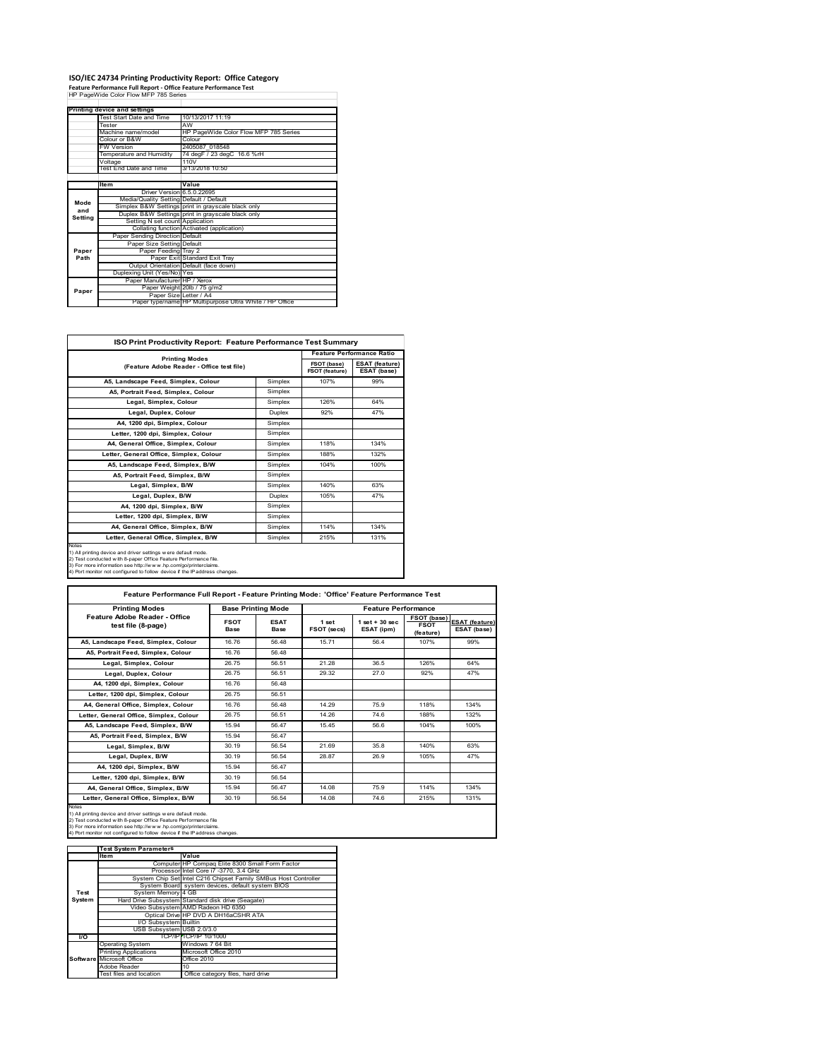# ISO/IEC 24734 Printing Productivity Report: Office Category

**Feature Performance Full Report - Office Feature Performance Test**

HP PageWide Color Flow MFP 785 Series

| Printing device and settings | |
|---|---|
| Test Start Date and Time | 10/13/2017 11:19 |
| Tester | AW |
| Machine name/model | HP PageWide Color Flow MFP 785 Series |
| Colour or B&W | Colour |
| FW Version | 2405087_018548 |
| Temperature and Humidity | 74 degF / 23 degC 16.6 %rH |
| Voltage | 110V |
| Test End Date and Time | 3/13/2018 10:50 |

| | Item | Value |
|---|---|---|
| Mode and Setting | Driver Version | 6.5.0.22695 |
| | Media/Quality Setting | Default / Default |
| | Simplex B&W Settings | print in grayscale black only |
| | Duplex B&W Settings | print in grayscale black only |
| | Setting N set count | Application |
| | Collating function | Activated (application) |
| Paper Path | Paper Sending Direction | Default |
| | Paper Size Setting | Default |
| | Paper Feeding | Tray 2 |
| | Paper Exit | Standard Exit Tray |
| | Output Orientation | Default (face down) |
| | Duplexing Unit (Yes/No) | Yes |
| Paper | Paper Manufacturer | HP / Xerox |
| | Paper Weight | 20lb / 75 g/m2 |
| | Paper Size | Letter / A4 |
| | Paper type/name | HP Multipurpose Ultra White / HP Office |

## ISO Print Productivity Report: Feature Performance Test Summary

| Printing Modes (Feature Adobe Reader - Office test file) | | Feature Performance Ratio FSOT (base) / FSOT (feature) | ESAT (feature) / ESAT (base) |
|---|---|---|---|
| A5, Landscape Feed, Simplex, Colour | Simplex | 107% | 99% |
| A5, Portrait Feed, Simplex, Colour | Simplex | | |
| Legal, Simplex, Colour | Simplex | 126% | 64% |
| Legal, Duplex, Colour | Duplex | 92% | 47% |
| A4, 1200 dpi, Simplex, Colour | Simplex | | |
| Letter, 1200 dpi, Simplex, Colour | Simplex | | |
| A4, General Office, Simplex, Colour | Simplex | 118% | 134% |
| Letter, General Office, Simplex, Colour | Simplex | 188% | 132% |
| A5, Landscape Feed, Simplex, B/W | Simplex | 104% | 100% |
| A5, Portrait Feed, Simplex, B/W | Simplex | | |
| Legal, Simplex, B/W | Simplex | 140% | 63% |
| Legal, Duplex, B/W | Duplex | 105% | 47% |
| A4, 1200 dpi, Simplex, B/W | Simplex | | |
| Letter, 1200 dpi, Simplex, B/W | Simplex | | |
| A4, General Office, Simplex, B/W | Simplex | 114% | 134% |
| Letter, General Office, Simplex, B/W | Simplex | 215% | 131% |

Notes
1) All printing device and driver settings were default mode.
2) Test conducted with 8-paper Office Feature Performance file.
3) For more information see http://www.hp.com/go/printerclaims.
4) Port monitor not configured to follow device if the IP address changes.

## Feature Performance Full Report - Feature Printing Mode: 'Office' Feature Performance Test

| Printing Modes Feature Adobe Reader - Office test file (8-page) | Base Printing Mode FSOT Base | ESAT Base | Feature Performance 1 set FSOT (secs) | 1 set + 30 sec ESAT (ipm) | FSOT (base) / FSOT (feature) | ESAT (feature) / ESAT (base) |
|---|---|---|---|---|---|---|
| A5, Landscape Feed, Simplex, Colour | 16.76 | 56.48 | 15.71 | 56.4 | 107% | 99% |
| A5, Portrait Feed, Simplex, Colour | 16.76 | 56.48 | | | | |
| Legal, Simplex, Colour | 26.75 | 56.51 | 21.28 | 36.5 | 126% | 64% |
| Legal, Duplex, Colour | 26.75 | 56.51 | 29.32 | 27.0 | 92% | 47% |
| A4, 1200 dpi, Simplex, Colour | 16.76 | 56.48 | | | | |
| Letter, 1200 dpi, Simplex, Colour | 26.75 | 56.51 | | | | |
| A4, General Office, Simplex, Colour | 16.76 | 56.48 | 14.29 | 75.9 | 118% | 134% |
| Letter, General Office, Simplex, Colour | 26.75 | 56.51 | 14.26 | 74.6 | 188% | 132% |
| A5, Landscape Feed, Simplex, B/W | 15.94 | 56.47 | 15.45 | 56.6 | 104% | 100% |
| A5, Portrait Feed, Simplex, B/W | 15.94 | 56.47 | | | | |
| Legal, Simplex, B/W | 30.19 | 56.54 | 21.69 | 35.8 | 140% | 63% |
| Legal, Duplex, B/W | 30.19 | 56.54 | 28.87 | 26.9 | 105% | 47% |
| A4, 1200 dpi, Simplex, B/W | 15.94 | 56.47 | | | | |
| Letter, 1200 dpi, Simplex, B/W | 30.19 | 56.54 | | | | |
| A4, General Office, Simplex, B/W | 15.94 | 56.47 | 14.08 | 75.9 | 114% | 134% |
| Letter, General Office, Simplex, B/W | 30.19 | 56.54 | 14.08 | 74.6 | 215% | 131% |

Notes
1) All printing device and driver settings were default mode.
2) Test conducted with 8-paper Office Feature Performance file
3) For more information see http://www.hp.com/go/printerclaims.
4) Port monitor not configured to follow device if the IP address changes.

| | Test System Parameters Item | Value |
|---|---|---|
| Test System | Computer | HP Compaq Elite 8300 Small Form Factor |
| | Processor | Intel Core i7 -3770, 3.4 GHz |
| | System Chip Set | Intel C216 Chipset Family SMBus Host Controller |
| | System Board | system devices, default system BIOS |
| | System Memory | 4 GB |
| | Hard Drive Subsystem | Standard disk drive (Seagate) |
| | Video Subsystem | AMD Radeon HD 6350 |
| | Optical Drive | HP DVD A DH16aCSHR ATA |
| | I/O Subsystem | Builtin |
| | USB Subsystem | USB 2.0/3.0 |
| I/O | TCP/IP | TCP/IP 10/1000 |
| Software | Operating System | Windows 7 64 Bit |
| | Printing Applications | Microsoft Office 2010 |
| | Microsoft Office | Office 2010 |
| | Adobe Reader | 10 |
| | Test files and location | Office category files, hard drive |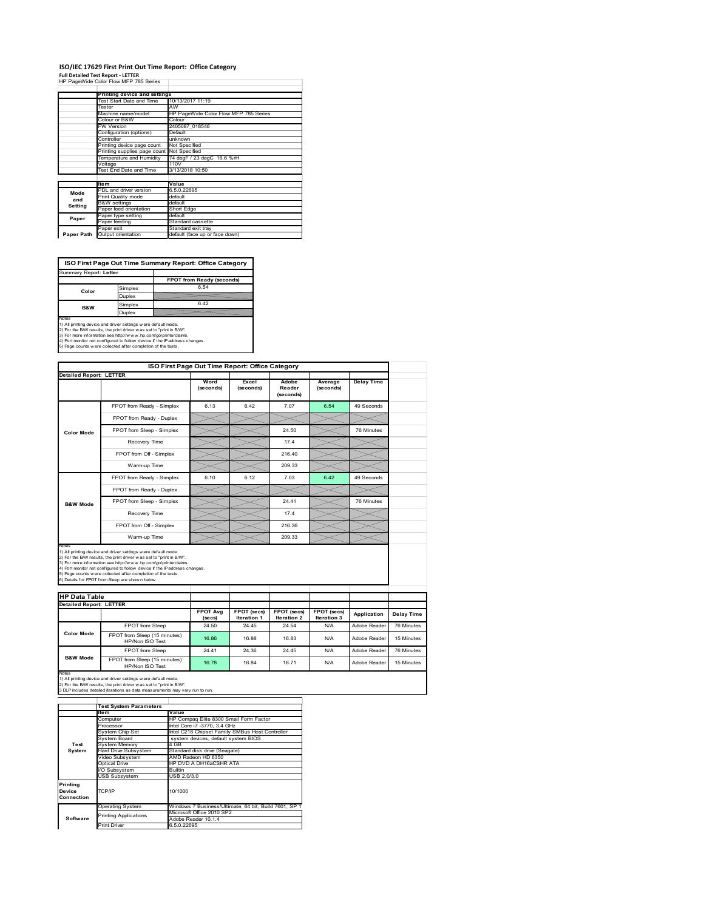# ISO/IEC 17629 First Print Out Time Report: Office Category

**Full Detailed Test Report - LETTER**

HP PageWide Color Flow MFP 785 Series

| | Printing device and settings | |
|---|---|---|
| | Test Start Date and Time | 10/13/2017 11:19 |
| | Tester | AW |
| | Machine name/model | HP PageWide Color Flow MFP 785 Series |
| | Colour or B&W | Colour |
| | FW Version | 2405087_018548 |
| | Configuration (options) | Default |
| | Controller | unknown |
| | Printing device page count | Not Specified |
| | Printing supplies page count | Not Specified |
| | Temperature and Humidity | 74 degF / 23 degC 16.6 %rH |
| | Voltage | 110V |
| | Test End Date and Time | 3/13/2018 10:50 |

| | Item | Value |
|---|---|---|
| Mode and Setting | PDL and driver version | 6.5.0.22695 |
| | Print Quality mode | default |
| | B&W settings | default |
| | Paper feed orientation | Short Edge |
| Paper | Paper type setting | default |
| | Paper feeding | Standard cassette |
| | Paper exit | Standard exit tray |
| Paper Path | Output orientation | default (face up or face down) |

**ISO First Page Out Time Summary Report: Office Category**

Summary Report: **Letter**

| | | FPOT from Ready (seconds) |
|---|---|---|
| Color | Simplex | 6.54 |
| | Duplex | |
| B&W | Simplex | 6.42 |
| | Duplex | |

Notes
1) All printing device and driver settings were default mode.
2) For the B/W results, the print driver was set to "print in B/W".
3) For more information see http://www.hp.com/go/printerclaims.
4) Port monitor not configured to follow device if the IP address changes.
5) Page counts were collected after completion of the tests.

**ISO First Page Out Time Report: Office Category**

Detailed Report: LETTER

| | | Word (seconds) | Excel (seconds) | Adobe Reader (seconds) | Average (seconds) | Delay Time |
|---|---|---|---|---|---|---|
| Color Mode | FPOT from Ready - Simplex | 6.13 | 6.42 | 7.07 | 6.54 | 49 Seconds |
| | FPOT from Ready - Duplex | | | | | |
| | FPOT from Sleep - Simplex | | | 24.50 | | 76 Minutes |
| | Recovery Time | | | 17.4 | | |
| | FPOT from Off - Simplex | | | 216.40 | | |
| | Warm-up Time | | | 209.33 | | |
| B&W Mode | FPOT from Ready - Simplex | 6.10 | 6.12 | 7.03 | 6.42 | 49 Seconds |
| | FPOT from Ready - Duplex | | | | | |
| | FPOT from Sleep - Simplex | | | 24.41 | | 76 Minutes |
| | Recovery Time | | | 17.4 | | |
| | FPOT from Off - Simplex | | | 216.36 | | |
| | Warm-up Time | | | 209.33 | | |

Notes
1) All printing device and driver settings were default mode.
2) For the B/W results, the print driver was set to "print in B/W".
3) For more information see http://www.hp.com/go/printerclaims.
4) Port monitor not configured to follow device if the IP address changes.
5) Page counts were collected after completion of the tests.
6) Details for FPOT from Sleep are shown below.

**HP Data Table**

Detailed Report: LETTER

| | | FPOT Avg (secs) | FPOT (secs) Iteration 1 | FPOT (secs) Iteration 2 | FPOT (secs) Iteration 3 | Application | Delay Time |
|---|---|---|---|---|---|---|---|
| Color Mode | FPOT from Sleep | 24.50 | 24.45 | 24.54 | N/A | Adobe Reader | 76 Minutes |
| | FPOT from Sleep (15 minutes) HP/Non ISO Test | 16.86 | 16.88 | 16.83 | N/A | Adobe Reader | 15 Minutes |
| B&W Mode | FPOT from Sleep | 24.41 | 24.36 | 24.45 | N/A | Adobe Reader | 76 Minutes |
| | FPOT from Sleep (15 minutes) HP/Non ISO Test | 16.78 | 16.84 | 16.71 | N/A | Adobe Reader | 15 Minutes |

Notes
1) All printing device and driver settings were default mode.
2) For the B/W results, the print driver was set to "print in B/W".
3 DLP includes detailed iterations as data measurements may vary run to run.

| | Test System Parameters | |
|---|---|---|
| | Item | Value |
| Test System | Computer | HP Compaq Elite 8300 Small Form Factor |
| | Processor | Intel Core i7 -3770, 3.4 GHz |
| | System Chip Set | Intel C216 Chipset Family SMBus Host Controller |
| | System Board | system devices, default system BIOS |
| | System Memory | 4 GB |
| | Hard Drive Subsystem | Standard disk drive (Seagate) |
| | Video Subsystem | AMD Radeon HD 6350 |
| | Optical Drive | HP DVD A DH16aCSHR ATA |
| | I/O Subsystem | Builtin |
| | USB Subsystem | USB 2.0/3.0 |
| Printing Device Connection | TCP/IP | 10/1000 |
| Software | Operating System | Windows 7 Business/Ultimate, 64 bit, Build 7601, SP 1 |
| | Printing Applications | Microsoft Office 2010 SP2<br>Adobe Reader 10.1.4 |
| | Print Driver | 6.5.0.22695 |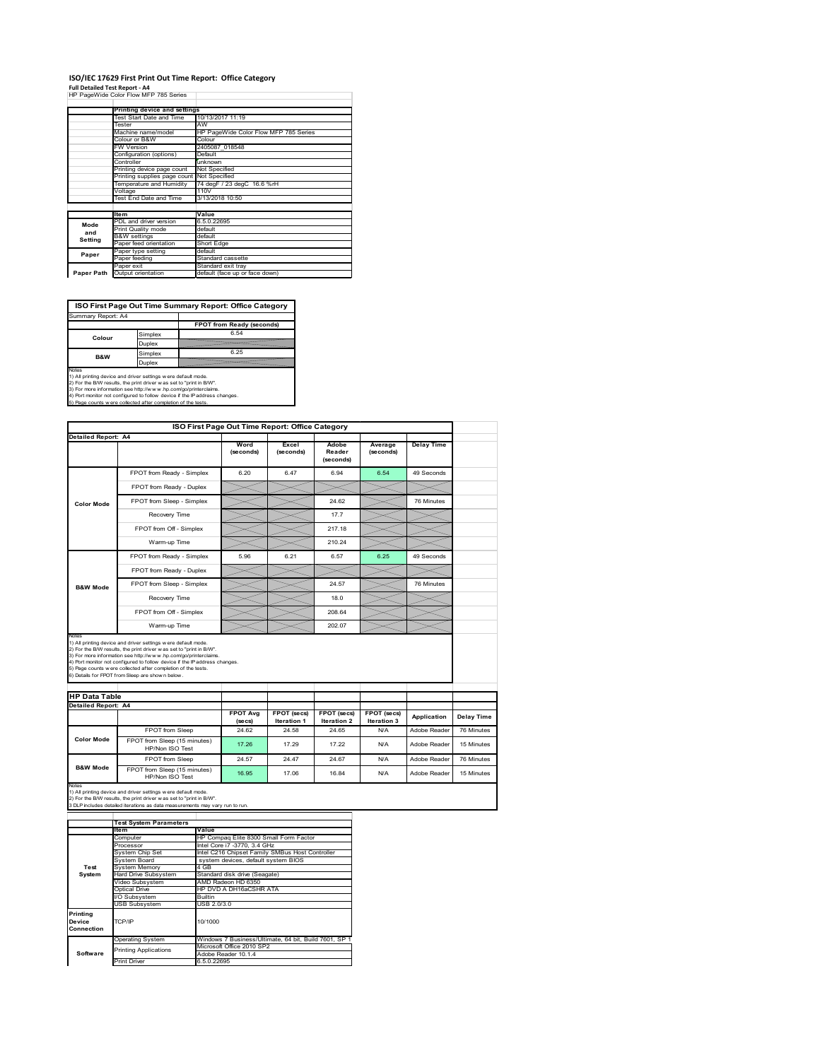# ISO/IEC 17629 First Print Out Time Report: Office Category

**Full Detailed Test Report - A4**

HP PageWide Color Flow MFP 785 Series

| | Printing device and settings | |
|---|---|---|
| | Test Start Date and Time | 10/13/2017 11:19 |
| | Tester | AW |
| | Machine name/model | HP PageWide Color Flow MFP 785 Series |
| | Colour or B&W | Colour |
| | FW Version | 2405087_018548 |
| | Configuration (options) | Default |
| | Controller | unknown |
| | Printing device page count | Not Specified |
| | Printing supplies page count | Not Specified |
| | Temperature and Humidity | 74 degF / 23 degC 16.6 %rH |
| | Voltage | 110V |
| | Test End Date and Time | 3/13/2018 10:50 |

| | Item | Value |
|---|---|---|
| Mode and Setting | PDL and driver version | 6.5.0.22695 |
| | Print Quality mode | default |
| | B&W settings | default |
| | Paper feed orientation | Short Edge |
| Paper | Paper type setting | default |
| | Paper feeding | Standard cassette |
| | Paper exit | Standard exit tray |
| Paper Path | Output orientation | default (face up or face down) |

## ISO First Page Out Time Summary Report: Office Category

Summary Report: A4

| | | FPOT from Ready (seconds) |
|---|---|---|
| Colour | Simplex | 6.54 |
| | Duplex | |
| B&W | Simplex | 6.25 |
| | Duplex | |

Notes
1) All printing device and driver settings were default mode.
2) For the B/W results, the print driver was set to "print in B/W".
3) For more information see http://www.hp.com/go/printerclaims.
4) Port monitor not configured to follow device if the IP address changes.
5) Page counts were collected after completion of the tests.

## ISO First Page Out Time Report: Office Category

Detailed Report: A4

| | | Word (seconds) | Excel (seconds) | Adobe Reader (seconds) | Average (seconds) | Delay Time |
|---|---|---|---|---|---|---|
| Color Mode | FPOT from Ready - Simplex | 6.20 | 6.47 | 6.94 | 6.54 | 49 Seconds |
| | FPOT from Ready - Duplex | | | | | |
| | FPOT from Sleep - Simplex | | | 24.62 | | 76 Minutes |
| | Recovery Time | | | 17.7 | | |
| | FPOT from Off - Simplex | | | 217.18 | | |
| | Warm-up Time | | | 210.24 | | |
| B&W Mode | FPOT from Ready - Simplex | 5.96 | 6.21 | 6.57 | 6.25 | 49 Seconds |
| | FPOT from Ready - Duplex | | | | | |
| | FPOT from Sleep - Simplex | | | 24.57 | | 76 Minutes |
| | Recovery Time | | | 18.0 | | |
| | FPOT from Off - Simplex | | | 208.64 | | |
| | Warm-up Time | | | 202.07 | | |

Notes
1) All printing device and driver settings were default mode.
2) For the B/W results, the print driver was set to "print in B/W".
3) For more information see http://www.hp.com/go/printerclaims.
4) Port monitor not configured to follow device if the IP address changes.
5) Page counts were collected after completion of the tests.
6) Details for FPOT from Sleep are shown below.

## HP Data Table

Detailed Report: A4

| | | FPOT Avg (secs) | FPOT (secs) Iteration 1 | FPOT (secs) Iteration 2 | FPOT (secs) Iteration 3 | Application | Delay Time |
|---|---|---|---|---|---|---|---|
| Color Mode | FPOT from Sleep | 24.62 | 24.58 | 24.65 | N/A | Adobe Reader | 76 Minutes |
| | FPOT from Sleep (15 minutes) HP/Non ISO Test | 17.26 | 17.29 | 17.22 | N/A | Adobe Reader | 15 Minutes |
| B&W Mode | FPOT from Sleep | 24.57 | 24.47 | 24.67 | N/A | Adobe Reader | 76 Minutes |
| | FPOT from Sleep (15 minutes) HP/Non ISO Test | 16.95 | 17.06 | 16.84 | N/A | Adobe Reader | 15 Minutes |

Notes
1) All printing device and driver settings were default mode.
2) For the B/W results, the print driver was set to "print in B/W".
3 DLP includes detailed iterations as data measurements may vary run to run.

| | Test System Parameters | |
|---|---|---|
| | Item | Value |
| Test System | Computer | HP Compaq Elite 8300 Small Form Factor |
| | Processor | Intel Core i7 -3770, 3.4 GHz |
| | System Chip Set | Intel C216 Chipset Family SMBus Host Controller |
| | System Board | system devices, default system BIOS |
| | System Memory | 4 GB |
| | Hard Drive Subsystem | Standard disk drive (Seagate) |
| | Video Subsystem | AMD Radeon HD 6350 |
| | Optical Drive | HP DVD A DH16aCSHR ATA |
| | I/O Subsystem | Builtin |
| | USB Subsystem | USB 2.0/3.0 |
| Printing Device Connection | TCP/IP | 10/1000 |
| Software | Operating System | Windows 7 Business/Ultimate, 64 bit, Build 7601, SP 1 |
| | Printing Applications | Microsoft Office 2010 SP2<br>Adobe Reader 10.1.4 |
| | Print Driver | 6.5.0.22695 |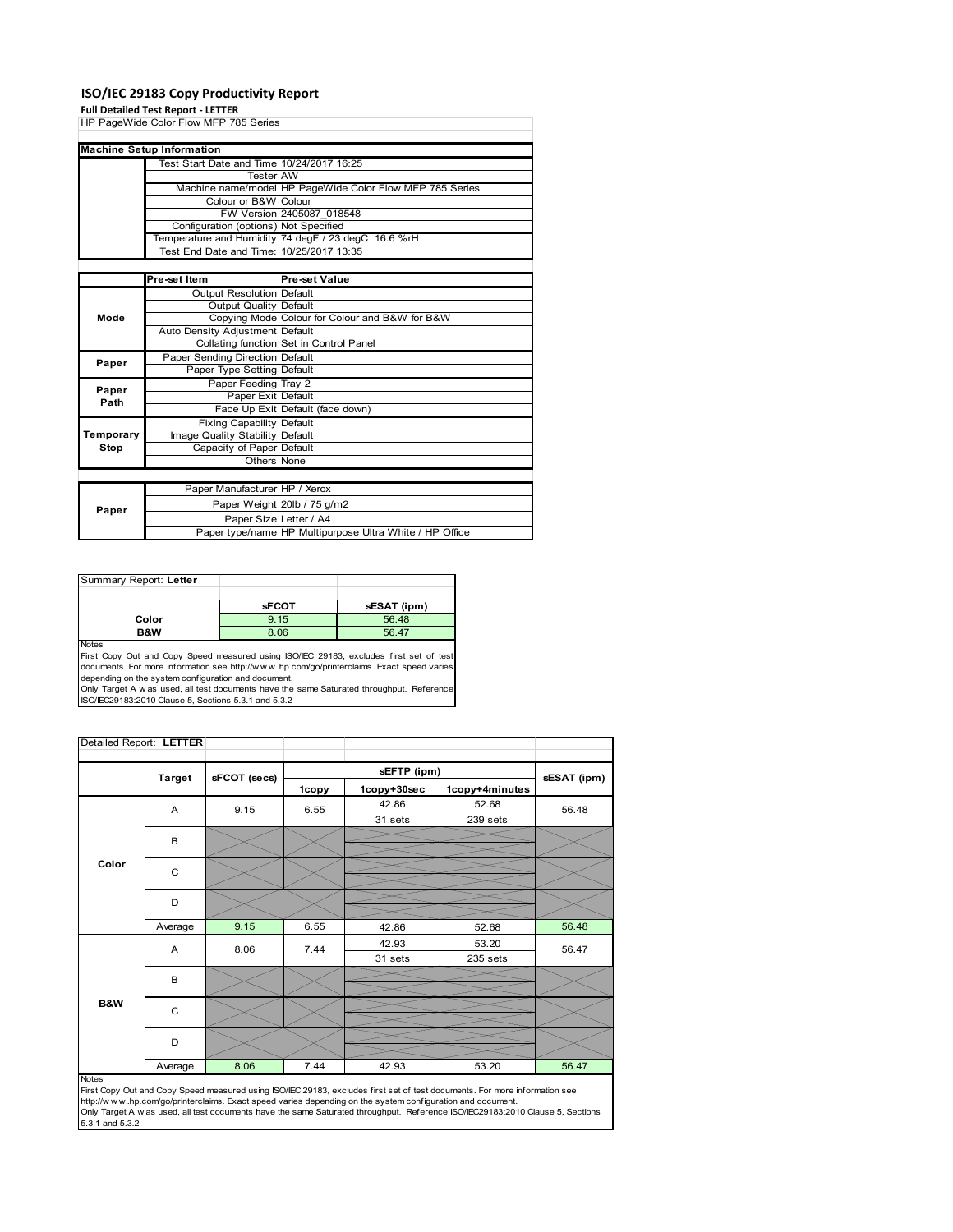# ISO/IEC 29183 Copy Productivity Report

**Full Detailed Test Report - LETTER**

HP PageWide Color Flow MFP 785 Series

| Machine Setup Information | | |
|---|---|---|
| | Test Start Date and Time | 10/24/2017 16:25 |
| | Tester | AW |
| | Machine name/model | HP PageWide Color Flow MFP 785 Series |
| | Colour or B&W | Colour |
| | FW Version | 2405087_018548 |
| | Configuration (options) | Not Specified |
| | Temperature and Humidity | 74 degF / 23 degC 16.6 %rH |
| | Test End Date and Time: | 10/25/2017 13:35 |

| | Pre-set Item | Pre-set Value |
|---|---|---|
| Mode | Output Resolution | Default |
| | Output Quality | Default |
| | Copying Mode | Colour for Colour and B&W for B&W |
| | Auto Density Adjustment | Default |
| | Collating function | Set in Control Panel |
| Paper | Paper Sending Direction | Default |
| | Paper Type Setting | Default |
| Paper Path | Paper Feeding | Tray 2 |
| | Paper Exit | Default |
| | Face Up Exit | Default (face down) |
| Temporary Stop | Fixing Capability | Default |
| | Image Quality Stability | Default |
| | Capacity of Paper | Default |
| | Others | None |

| | | |
|---|---|---|
| Paper | Paper Manufacturer | HP / Xerox |
| | Paper Weight | 20lb / 75 g/m2 |
| | Paper Size | Letter / A4 |
| | Paper type/name | HP Multipurpose Ultra White / HP Office |

Summary Report: **Letter**

| | sFCOT | sESAT (ipm) |
|---|---|---|
| Color | 9.15 | 56.48 |
| B&W | 8.06 | 56.47 |

Notes

First Copy Out and Copy Speed measured using ISO/IEC 29183, excludes first set of test documents. For more information see http://www.hp.com/go/printerclaims. Exact speed varies depending on the system configuration and document.

Only Target A was used, all test documents have the same Saturated throughput. Reference ISO/IEC29183:2010 Clause 5, Sections 5.3.1 and 5.3.2

Detailed Report: **LETTER**

| | Target | sFCOT (secs) | sEFTP (ipm) 1copy | sEFTP (ipm) 1copy+30sec | sEFTP (ipm) 1copy+4minutes | sESAT (ipm) |
|---|---|---|---|---|---|---|
| Color | A | 9.15 | 6.55 | 42.86<br>31 sets | 52.68<br>239 sets | 56.48 |
| | B | | | | | |
| | C | | | | | |
| | D | | | | | |
| | Average | 9.15 | 6.55 | 42.86 | 52.68 | 56.48 |
| B&W | A | 8.06 | 7.44 | 42.93<br>31 sets | 53.20<br>235 sets | 56.47 |
| | B | | | | | |
| | C | | | | | |
| | D | | | | | |
| | Average | 8.06 | 7.44 | 42.93 | 53.20 | 56.47 |

Notes

First Copy Out and Copy Speed measured using ISO/IEC 29183, excludes first set of test documents. For more information see http://www.hp.com/go/printerclaims. Exact speed varies depending on the system configuration and document.

Only Target A was used, all test documents have the same Saturated throughput. Reference ISO/IEC29183:2010 Clause 5, Sections 5.3.1 and 5.3.2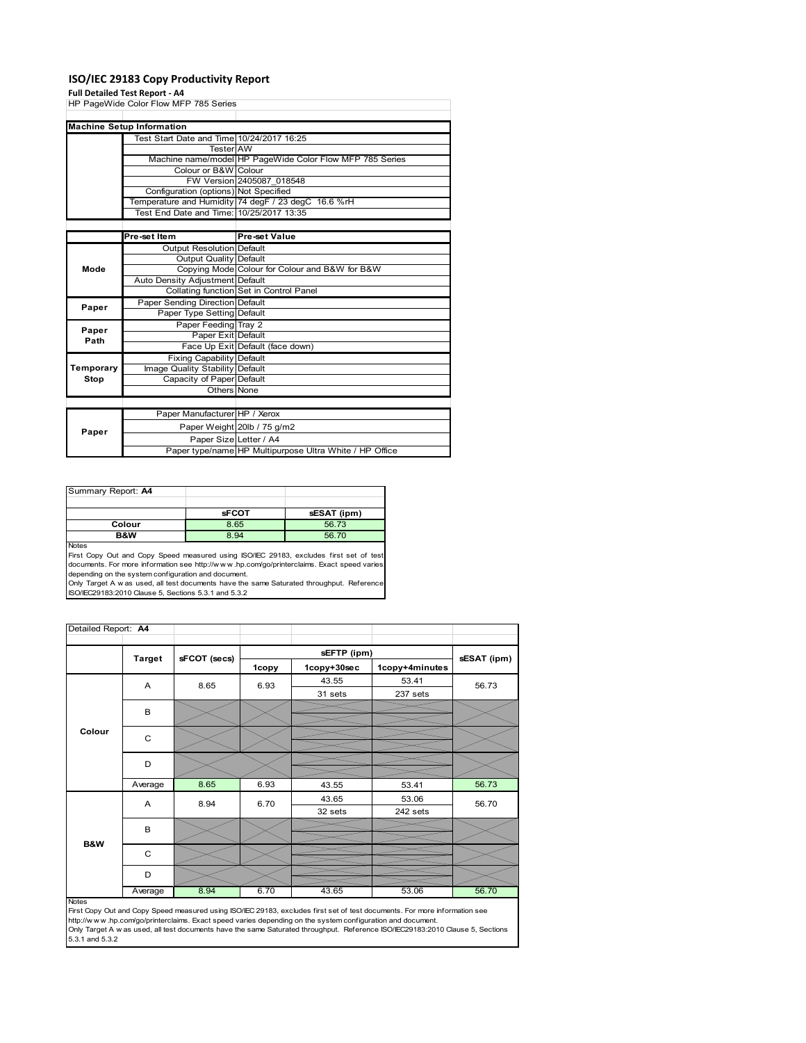# ISO/IEC 29183 Copy Productivity Report

**Full Detailed Test Report - A4**

HP PageWide Color Flow MFP 785 Series

| Machine Setup Information | | |
|---|---|---|
| | Test Start Date and Time | 10/24/2017 16:25 |
| | Tester | AW |
| | Machine name/model | HP PageWide Color Flow MFP 785 Series |
| | Colour or B&W | Colour |
| | FW Version | 2405087_018548 |
| | Configuration (options) | Not Specified |
| | Temperature and Humidity | 74 degF / 23 degC 16.6 %rH |
| | Test End Date and Time: | 10/25/2017 13:35 |

| | Pre-set Item | Pre-set Value |
|---|---|---|
| Mode | Output Resolution | Default |
| | Output Quality | Default |
| | Copying Mode | Colour for Colour and B&W for B&W |
| | Auto Density Adjustment | Default |
| | Collating function | Set in Control Panel |
| Paper | Paper Sending Direction | Default |
| | Paper Type Setting | Default |
| Paper Path | Paper Feeding | Tray 2 |
| | Paper Exit | Default |
| | Face Up Exit | Default (face down) |
| Temporary Stop | Fixing Capability | Default |
| | Image Quality Stability | Default |
| | Capacity of Paper | Default |
| | Others | None |
| Paper | Paper Manufacturer | HP / Xerox |
| | Paper Weight | 20lb / 75 g/m2 |
| | Paper Size | Letter / A4 |
| | Paper type/name | HP Multipurpose Ultra White / HP Office |

Summary Report: **A4**

| | sFCOT | sESAT (ipm) |
|---|---|---|
| Colour | 8.65 | 56.73 |
| B&W | 8.94 | 56.70 |

Notes
First Copy Out and Copy Speed measured using ISO/IEC 29183, excludes first set of test documents. For more information see http://www.hp.com/go/printerclaims. Exact speed varies depending on the system configuration and document.
Only Target A was used, all test documents have the same Saturated throughput. Reference ISO/IEC29183:2010 Clause 5, Sections 5.3.1 and 5.3.2

Detailed Report: **A4**

| | Target | sFCOT (secs) | sEFTP (ipm) 1copy | sEFTP (ipm) 1copy+30sec | sEFTP (ipm) 1copy+4minutes | sESAT (ipm) |
|---|---|---|---|---|---|---|
| Colour | A | 8.65 | 6.93 | 43.55 / 31 sets | 53.41 / 237 sets | 56.73 |
| | B | | | | | |
| | C | | | | | |
| | D | | | | | |
| | Average | 8.65 | 6.93 | 43.55 | 53.41 | 56.73 |
| B&W | A | 8.94 | 6.70 | 43.65 / 32 sets | 53.06 / 242 sets | 56.70 |
| | B | | | | | |
| | C | | | | | |
| | D | | | | | |
| | Average | 8.94 | 6.70 | 43.65 | 53.06 | 56.70 |

Notes
First Copy Out and Copy Speed measured using ISO/IEC 29183, excludes first set of test documents. For more information see http://www.hp.com/go/printerclaims. Exact speed varies depending on the system configuration and document.
Only Target A was used, all test documents have the same Saturated throughput. Reference ISO/IEC29183:2010 Clause 5, Sections 5.3.1 and 5.3.2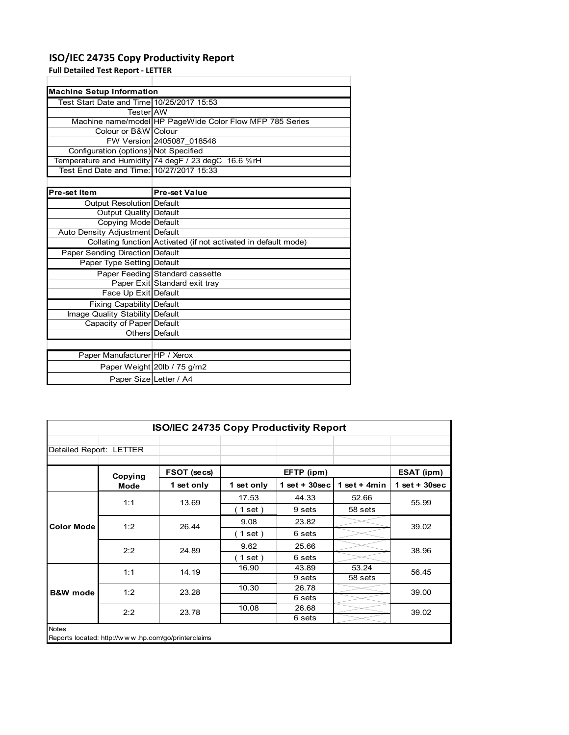# ISO/IEC 24735 Copy Productivity Report

**Full Detailed Test Report - LETTER**

| Machine Setup Information | |
|---|---|
| Test Start Date and Time | 10/25/2017 15:53 |
| Tester | AW |
| Machine name/model | HP PageWide Color Flow MFP 785 Series |
| Colour or B&W | Colour |
| FW Version | 2405087_018548 |
| Configuration (options) | Not Specified |
| Temperature and Humidity | 74 degF / 23 degC 16.6 %rH |
| Test End Date and Time: | 10/27/2017 15:33 |

| Pre-set Item | Pre-set Value |
|---|---|
| Output Resolution | Default |
| Output Quality | Default |
| Copying Mode | Default |
| Auto Density Adjustment | Default |
| Collating function | Activated (if not activated in default mode) |
| Paper Sending Direction | Default |
| Paper Type Setting | Default |
| Paper Feeding | Standard cassette |
| Paper Exit | Standard exit tray |
| Face Up Exit | Default |
| Fixing Capability | Default |
| Image Quality Stability | Default |
| Capacity of Paper | Default |
| Others | Default |

| | |
|---|---|
| Paper Manufacturer | HP / Xerox |
| Paper Weight | 20lb / 75 g/m2 |
| Paper Size | Letter / A4 |

**ISO/IEC 24735 Copy Productivity Report**

Detailed Report: LETTER

| | Copying Mode | FSOT (secs) | EFTP (ipm) | | | ESAT (ipm) |
|---|---|---|---|---|---|---|
| | | 1 set only | 1 set only | 1 set + 30sec | 1 set + 4min | 1 set + 30sec |
| Color Mode | 1:1 | 13.69 | 17.53 ( 1 set ) | 44.33 9 sets | 52.66 58 sets | 55.99 |
| | 1:2 | 26.44 | 9.08 ( 1 set ) | 23.82 6 sets | | 39.02 |
| | 2:2 | 24.89 | 9.62 ( 1 set ) | 25.66 6 sets | | 38.96 |
| B&W mode | 1:1 | 14.19 | 16.90 | 43.89 9 sets | 53.24 58 sets | 56.45 |
| | 1:2 | 23.28 | 10.30 | 26.78 6 sets | | 39.00 |
| | 2:2 | 23.78 | 10.08 | 26.68 6 sets | | 39.02 |

Notes

Reports located: http://www.hp.com/go/printerclaims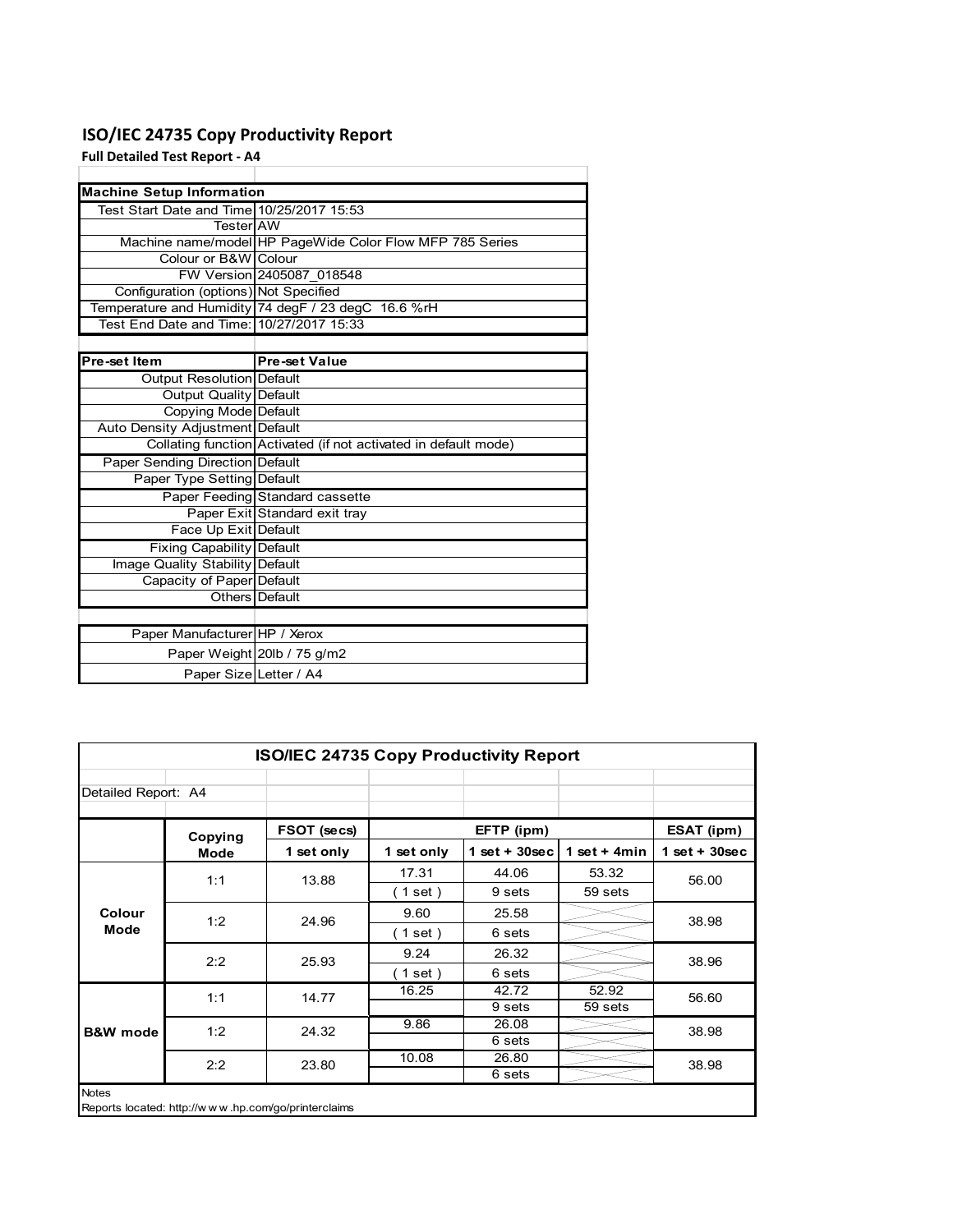# ISO/IEC 24735 Copy Productivity Report

**Full Detailed Test Report - A4**

| Machine Setup Information | |
|---|---|
| Test Start Date and Time | 10/25/2017 15:53 |
| Tester | AW |
| Machine name/model | HP PageWide Color Flow MFP 785 Series |
| Colour or B&W | Colour |
| FW Version | 2405087_018548 |
| Configuration (options) | Not Specified |
| Temperature and Humidity | 74 degF / 23 degC 16.6 %rH |
| Test End Date and Time: | 10/27/2017 15:33 |

| Pre-set Item | Pre-set Value |
|---|---|
| Output Resolution | Default |
| Output Quality | Default |
| Copying Mode | Default |
| Auto Density Adjustment | Default |
| Collating function | Activated (if not activated in default mode) |
| Paper Sending Direction | Default |
| Paper Type Setting | Default |
| Paper Feeding | Standard cassette |
| Paper Exit | Standard exit tray |
| Face Up Exit | Default |
| Fixing Capability | Default |
| Image Quality Stability | Default |
| Capacity of Paper | Default |
| Others | Default |

| | |
|---|---|
| Paper Manufacturer | HP / Xerox |
| Paper Weight | 20lb / 75 g/m2 |
| Paper Size | Letter / A4 |

**ISO/IEC 24735 Copy Productivity Report**

Detailed Report: A4

| | Copying Mode | FSOT (secs) | EFTP (ipm) | | | ESAT (ipm) |
|---|---|---|---|---|---|---|
| | | 1 set only | 1 set only | 1 set + 30sec | 1 set + 4min | 1 set + 30sec |
| Colour Mode | 1:1 | 13.88 | 17.31 (1 set) | 44.06 9 sets | 53.32 59 sets | 56.00 |
| | 1:2 | 24.96 | 9.60 (1 set) | 25.58 6 sets | | 38.98 |
| | 2:2 | 25.93 | 9.24 (1 set) | 26.32 6 sets | | 38.96 |
| B&W mode | 1:1 | 14.77 | 16.25 | 42.72 9 sets | 52.92 59 sets | 56.60 |
| | 1:2 | 24.32 | 9.86 | 26.08 6 sets | | 38.98 |
| | 2:2 | 23.80 | 10.08 | 26.80 6 sets | | 38.98 |

Notes

Reports located: http://w w w .hp.com/go/printerclaims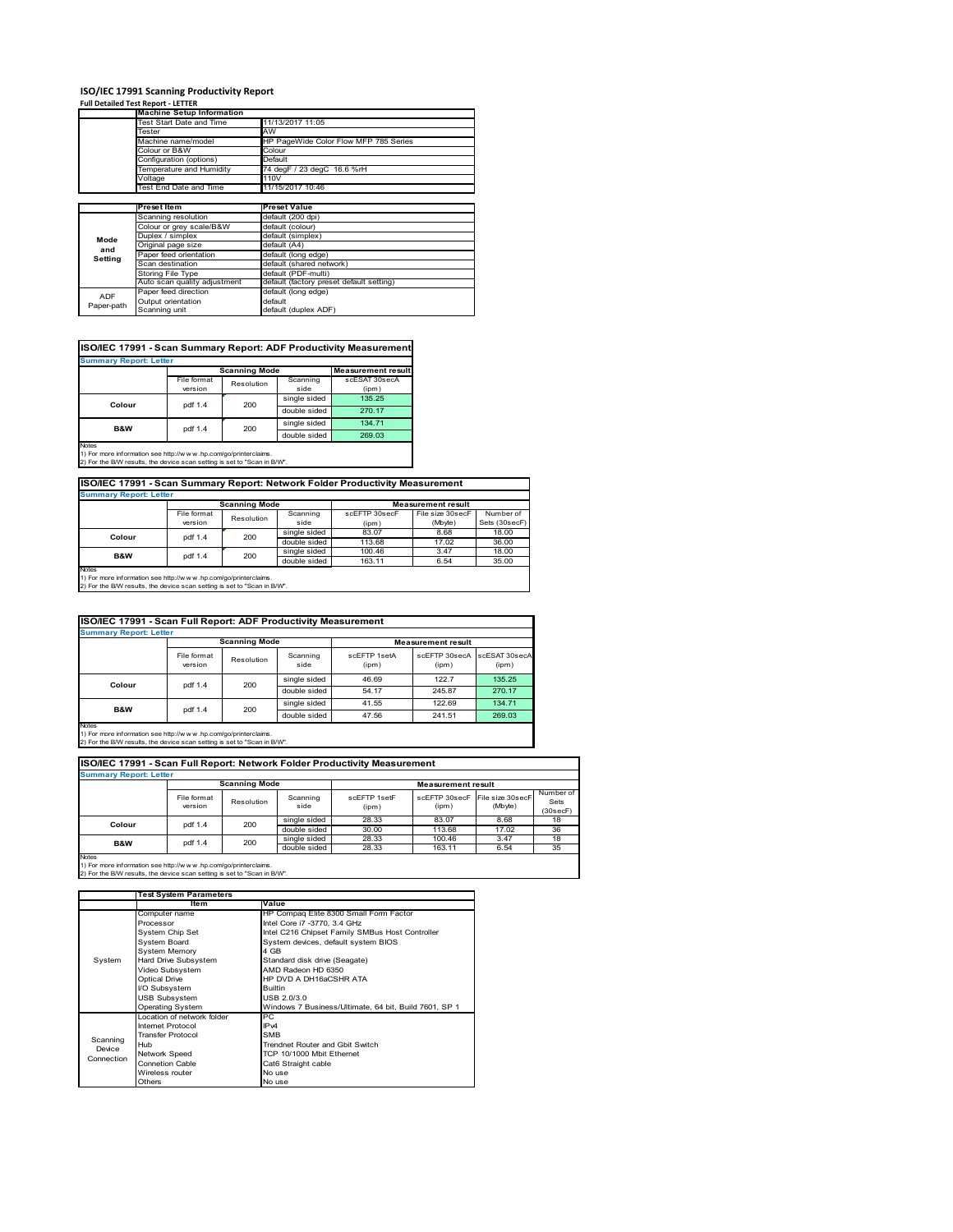# ISO/IEC 17991 Scanning Productivity Report

**Full Detailed Test Report - LETTER**

| | Machine Setup Information | |
|---|---|---|
| | Test Start Date and Time | 11/13/2017 11:05 |
| | Tester | AW |
| | Machine name/model | HP PageWide Color Flow MFP 785 Series |
| | Colour or B&W | Colour |
| | Configuration (options) | Default |
| | Temperature and Humidity | 74 degF / 23 degC 16.6 %rH |
| | Voltage | 110V |
| | Test End Date and Time | 11/15/2017 10:46 |

| | Preset Item | Preset Value |
|---|---|---|
| Mode and Setting | Scanning resolution | default (200 dpi) |
| | Colour or grey scale/B&W | default (colour) |
| | Duplex / simplex | default (simplex) |
| | Original page size | default (A4) |
| | Paper feed orientation | default (long edge) |
| | Scan destination | default (shared network) |
| | Storing File Type | default (PDF-multi) |
| | Auto scan quality adjustment | default (factory preset default setting) |
| ADF Paper-path | Paper feed direction | default (long edge) |
| | Output orientation | default |
| | Scanning unit | default (duplex ADF) |

## ISO/IEC 17991 - Scan Summary Report: ADF Productivity Measurement

**Summary Report: Letter**

| | Scanning Mode | | | Measurement result |
|---|---|---|---|---|
| | File format version | Resolution | Scanning side | scESAT 30secA (ipm) |
| Colour | pdf 1.4 | 200 | single sided | 135.25 |
| | | | double sided | 270.17 |
| B&W | pdf 1.4 | 200 | single sided | 134.71 |
| | | | double sided | 269.03 |

Notes
1) For more information see http://www.hp.com/go/printerclaims.
2) For the B/W results, the device scan setting is set to "Scan in B/W".

## ISO/IEC 17991 - Scan Summary Report: Network Folder Productivity Measurement

**Summary Report: Letter**

| | Scanning Mode | | | Measurement result | | |
|---|---|---|---|---|---|---|
| | File format version | Resolution | Scanning side | scEFTP 30secF (ipm) | File size 30secF (Mbyte) | Number of Sets (30secF) |
| Colour | pdf 1.4 | 200 | single sided | 83.07 | 8.68 | 18.00 |
| | | | double sided | 113.68 | 17.02 | 36.00 |
| B&W | pdf 1.4 | 200 | single sided | 100.46 | 3.47 | 18.00 |
| | | | double sided | 163.11 | 6.54 | 35.00 |

Notes
1) For more information see http://www.hp.com/go/printerclaims.
2) For the B/W results, the device scan setting is set to "Scan in B/W".

## ISO/IEC 17991 - Scan Full Report: ADF Productivity Measurement

**Summary Report: Letter**

| | Scanning Mode | | | Measurement result | | |
|---|---|---|---|---|---|---|
| | File format version | Resolution | Scanning side | scEFTP 1setA (ipm) | scEFTP 30secA (ipm) | scESAT 30secA (ipm) |
| Colour | pdf 1.4 | 200 | single sided | 46.69 | 122.7 | 135.25 |
| | | | double sided | 54.17 | 245.87 | 270.17 |
| B&W | pdf 1.4 | 200 | single sided | 41.55 | 122.69 | 134.71 |
| | | | double sided | 47.56 | 241.51 | 269.03 |

Notes
1) For more information see http://www.hp.com/go/printerclaims.
2) For the B/W results, the device scan setting is set to "Scan in B/W".

## ISO/IEC 17991 - Scan Full Report: Network Folder Productivity Measurement

**Summary Report: Letter**

| | Scanning Mode | | | Measurement result | | | |
|---|---|---|---|---|---|---|---|
| | File format version | Resolution | Scanning side | scEFTP 1setF (ipm) | scEFTP 30secF (ipm) | File size 30secF (Mbyte) | Number of Sets (30secF) |
| Colour | pdf 1.4 | 200 | single sided | 28.33 | 83.07 | 8.68 | 18 |
| | | | double sided | 30.00 | 113.68 | 17.02 | 36 |
| B&W | pdf 1.4 | 200 | single sided | 28.33 | 100.46 | 3.47 | 18 |
| | | | double sided | 28.33 | 163.11 | 6.54 | 35 |

Notes
1) For more information see http://www.hp.com/go/printerclaims.
2) For the B/W results, the device scan setting is set to "Scan in B/W".

| | Test System Parameters | |
|---|---|---|
| | Item | Value |
| System | Computer name | HP Compaq Elite 8300 Small Form Factor |
| | Processor | Intel Core i7 -3770, 3.4 GHz |
| | System Chip Set | Intel C216 Chipset Family SMBus Host Controller |
| | System Board | System devices, default system BIOS |
| | System Memory | 4 GB |
| | Hard Drive Subsystem | Standard disk drive (Seagate) |
| | Video Subsystem | AMD Radeon HD 6350 |
| | Optical Drive | HP DVD A DH16aCSHR ATA |
| | I/O Subsystem | Builtin |
| | USB Subsystem | USB 2.0/3.0 |
| | Operating System | Windows 7 Business/Ultimate, 64 bit, Build 7601, SP 1 |
| Scanning Device Connection | Location of network folder | PC |
| | Internet Protocol | IPv4 |
| | Transfer Protocol | SMB |
| | Hub | Trendnet Router and Gbit Switch |
| | Network Speed | TCP 10/1000 Mbit Ethernet |
| | Connetion Cable | Cat6 Straight cable |
| | Wireless router | No use |
| | Others | No use |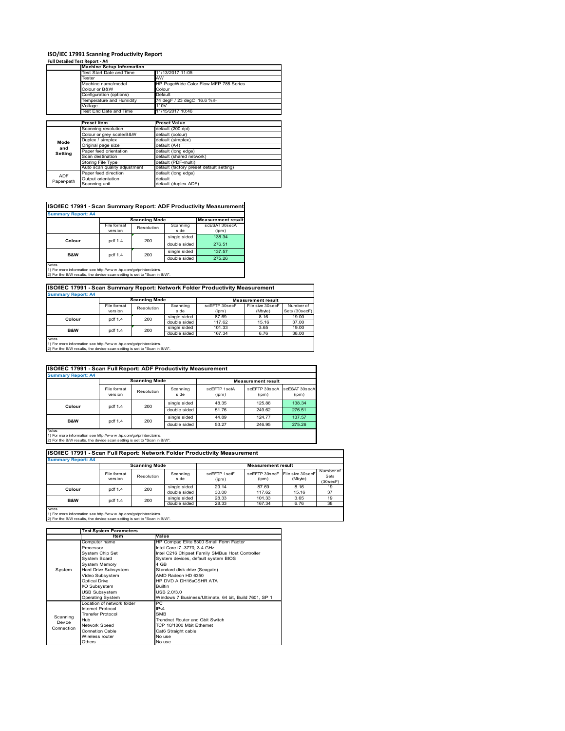# ISO/IEC 17991 Scanning Productivity Report

**Full Detailed Test Report - A4**

| | Machine Setup Information | |
|---|---|---|
| | Test Start Date and Time | 11/13/2017 11:05 |
| | Tester | AW |
| | Machine name/model | HP PageWide Color Flow MFP 785 Series |
| | Colour or B&W | Colour |
| | Configuration (options) | Default |
| | Temperature and Humidity | 74 degF / 23 degC 16.6 %rH |
| | Voltage | 110V |
| | Test End Date and Time | 11/15/2017 10:46 |

| | Preset Item | Preset Value |
|---|---|---|
| Mode and Setting | Scanning resolution | default (200 dpi) |
| | Colour or grey scale/B&W | default (colour) |
| | Duplex / simplex | default (simplex) |
| | Original page size | default (A4) |
| | Paper feed orientation | default (long edge) |
| | Scan destination | default (shared network) |
| | Storing File Type | default (PDF-multi) |
| | Auto scan quality adjustment | default (factory preset default setting) |
| ADF Paper-path | Paper feed direction | default (long edge) |
| | Output orientation | default |
| | Scanning unit | default (duplex ADF) |

## ISO/IEC 17991 - Scan Summary Report: ADF Productivity Measurement

**Summary Report: A4**

| | Scanning Mode | | | Measurement result |
|---|---|---|---|---|
| | File format version | Resolution | Scanning side | scESAT 30secA (ipm) |
| Colour | pdf 1.4 | 200 | single sided | 138.34 |
| | | | double sided | 276.51 |
| B&W | pdf 1.4 | 200 | single sided | 137.57 |
| | | | double sided | 275.26 |

Notes
1) For more information see http://w w w .hp.com/go/printerclaims.
2) For the B/W results, the device scan setting is set to "Scan in B/W".

## ISO/IEC 17991 - Scan Summary Report: Network Folder Productivity Measurement

**Summary Report: A4**

| | Scanning Mode | | | Measurement result | | |
|---|---|---|---|---|---|---|
| | File format version | Resolution | Scanning side | scEFTP 30secF (ipm) | File size 30secF (Mbyte) | Number of Sets (30secF) |
| Colour | pdf 1.4 | 200 | single sided | 87.69 | 8.16 | 19.00 |
| | | | double sided | 117.62 | 15.16 | 37.00 |
| B&W | pdf 1.4 | 200 | single sided | 101.33 | 3.65 | 19.00 |
| | | | double sided | 167.34 | 6.76 | 38.00 |

Notes
1) For more information see http://w w w .hp.com/go/printerclaims.
2) For the B/W results, the device scan setting is set to "Scan in B/W".

## ISO/IEC 17991 - Scan Full Report: ADF Productivity Measurement

**Summary Report: A4**

| | Scanning Mode | | | Measurement result | | |
|---|---|---|---|---|---|---|
| | File format version | Resolution | Scanning side | scEFTP 1setA (ipm) | scEFTP 30secA (ipm) | scESAT 30secA (ipm) |
| Colour | pdf 1.4 | 200 | single sided | 48.35 | 125.88 | 138.34 |
| | | | double sided | 51.76 | 249.62 | 276.51 |
| B&W | pdf 1.4 | 200 | single sided | 44.89 | 124.77 | 137.57 |
| | | | double sided | 53.27 | 246.95 | 275.26 |

Notes
1) For more information see http://w w w .hp.com/go/printerclaims.
2) For the B/W results, the device scan setting is set to "Scan in B/W".

## ISO/IEC 17991 - Scan Full Report: Network Folder Productivity Measurement

**Summary Report: A4**

| | Scanning Mode | | | Measurement result | | | |
|---|---|---|---|---|---|---|---|
| | File format version | Resolution | Scanning side | scEFTP 1setF (ipm) | scEFTP 30secF (ipm) | File size 30secF (Mbyte) | Number of Sets (30secF) |
| Colour | pdf 1.4 | 200 | single sided | 29.14 | 87.69 | 8.16 | 19 |
| | | | double sided | 30.00 | 117.62 | 15.16 | 37 |
| B&W | pdf 1.4 | 200 | single sided | 28.33 | 101.33 | 3.65 | 19 |
| | | | double sided | 28.33 | 167.34 | 6.76 | 38 |

Notes
1) For more information see http://w w w .hp.com/go/printerclaims.
2) For the B/W results, the device scan setting is set to "Scan in B/W".

| | Test System Parameters | |
|---|---|---|
| | Item | Value |
| System | Computer name | HP Compaq Elite 8300 Small Form Factor |
| | Processor | Intel Core i7 -3770, 3.4 GHz |
| | System Chip Set | Intel C216 Chipset Family SMBus Host Controller |
| | System Board | System devices, default system BIOS |
| | System Memory | 4 GB |
| | Hard Drive Subsystem | Standard disk drive (Seagate) |
| | Video Subsystem | AMD Radeon HD 6350 |
| | Optical Drive | HP DVD A DH16aCSHR ATA |
| | I/O Subsystem | Builtin |
| | USB Subsystem | USB 2.0/3.0 |
| | Operating System | Windows 7 Business/Ultimate, 64 bit, Build 7601, SP 1 |
| Scanning Device Connection | Location of network folder | PC |
| | Internet Protocol | IPv4 |
| | Transfer Protocol | SMB |
| | Hub | Trendnet Router and Gbit Switch |
| | Network Speed | TCP 10/1000 Mbit Ethernet |
| | Connetion Cable | Cat6 Straight cable |
| | Wireless router | No use |
| | Others | No use |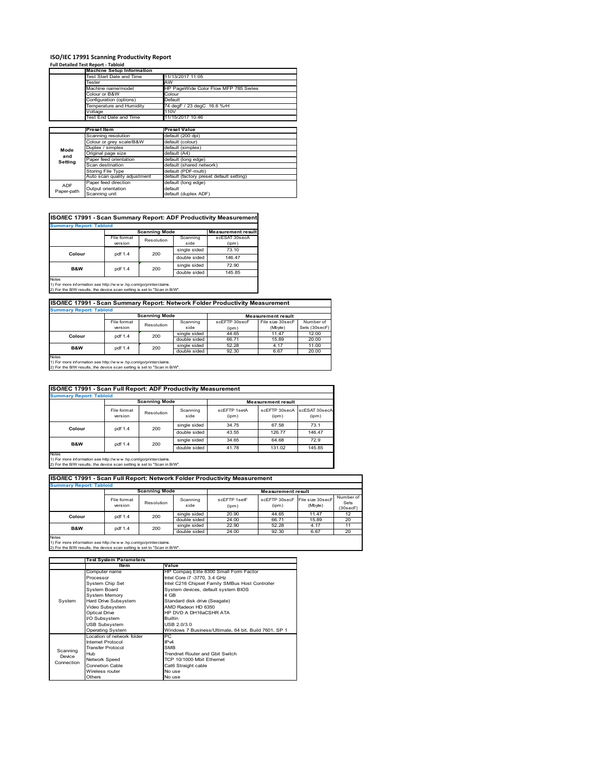# ISO/IEC 17991 Scanning Productivity Report

**Full Detailed Test Report - Tabloid**

| | Machine Setup Information | |
|---|---|---|
| | Test Start Date and Time | 11/13/2017 11:05 |
| | Tester | AW |
| | Machine name/model | HP PageWide Color Flow MFP 785 Series |
| | Colour or B&W | Colour |
| | Configuration (options) | Default |
| | Temperature and Humidity | 74 degF / 23 degC 16.6 %rH |
| | Voltage | 110V |
| | Test End Date and Time | 11/15/2017 10:46 |

| | Preset Item | Preset Value |
|---|---|---|
| Mode and Setting | Scanning resolution | default (200 dpi) |
| | Colour or grey scale/B&W | default (colour) |
| | Duplex / simplex | default (simplex) |
| | Original page size | default (A4) |
| | Paper feed orientation | default (long edge) |
| | Scan destination | default (shared network) |
| | Storing File Type | default (PDF-multi) |
| | Auto scan quality adjustment | default (factory preset default setting) |
| ADF Paper-path | Paper feed direction | default (long edge) |
| | Output orientation | default |
| | Scanning unit | default (duplex ADF) |

## ISO/IEC 17991 - Scan Summary Report: ADF Productivity Measurement

**Summary Report: Tabloid**

| | Scanning Mode | | | Measurement result |
|---|---|---|---|---|
| | File format version | Resolution | Scanning side | scESAT 30secA (ipm) |
| Colour | pdf 1.4 | 200 | single sided | 73.10 |
| | | | double sided | 146.47 |
| B&W | pdf 1.4 | 200 | single sided | 72.90 |
| | | | double sided | 145.85 |

Notes
1) For more information see http://www.hp.com/go/printerclaims.
2) For the B/W results, the device scan setting is set to "Scan in B/W".

## ISO/IEC 17991 - Scan Summary Report: Network Folder Productivity Measurement

**Summary Report: Tabloid**

| | Scanning Mode | | | Measurement result | | |
|---|---|---|---|---|---|---|
| | File format version | Resolution | Scanning side | scEFTP 30secF (ipm) | File size 30secF (Mbyte) | Number of Sets (30secF) |
| Colour | pdf 1.4 | 200 | single sided | 44.65 | 11.47 | 12.00 |
| | | | double sided | 66.71 | 15.89 | 20.00 |
| B&W | pdf 1.4 | 200 | single sided | 52.28 | 4.17 | 11.00 |
| | | | double sided | 92.30 | 6.67 | 20.00 |

Notes
1) For more information see http://www.hp.com/go/printerclaims.
2) For the B/W results, the device scan setting is set to "Scan in B/W".

## ISO/IEC 17991 - Scan Full Report: ADF Productivity Measurement

**Summary Report: Tabloid**

| | Scanning Mode | | | Measurement result | | |
|---|---|---|---|---|---|---|
| | File format version | Resolution | Scanning side | scEFTP 1setA (ipm) | scEFTP 30secA (ipm) | scESAT 30secA (ipm) |
| Colour | pdf 1.4 | 200 | single sided | 34.75 | 67.58 | 73.1 |
| | | | double sided | 43.55 | 126.77 | 146.47 |
| B&W | pdf 1.4 | 200 | single sided | 34.65 | 64.68 | 72.9 |
| | | | double sided | 41.78 | 131.02 | 145.85 |

Notes
1) For more information see http://www.hp.com/go/printerclaims.
2) For the B/W results, the device scan setting is set to "Scan in B/W".

## ISO/IEC 17991 - Scan Full Report: Network Folder Productivity Measurement

**Summary Report: Tabloid**

| | Scanning Mode | | | Measurement result | | | |
|---|---|---|---|---|---|---|---|
| | File format version | Resolution | Scanning side | scEFTP 1setF (ipm) | scEFTP 30secF (ipm) | File size 30secF (Mbyte) | Number of Sets (30secF) |
| Colour | pdf 1.4 | 200 | single sided | 20.90 | 44.65 | 11.47 | 12 |
| | | | double sided | 24.00 | 66.71 | 15.89 | 20 |
| B&W | pdf 1.4 | 200 | single sided | 22.90 | 52.28 | 4.17 | 11 |
| | | | double sided | 24.00 | 92.30 | 6.67 | 20 |

Notes
1) For more information see http://www.hp.com/go/printerclaims.
2) For the B/W results, the device scan setting is set to "Scan in B/W".

| | Test System Parameters | |
|---|---|---|
| | Item | Value |
| System | Computer name | HP Compaq Elite 8300 Small Form Factor |
| | Processor | Intel Core i7 -3770, 3.4 GHz |
| | System Chip Set | Intel C216 Chipset Family SMBus Host Controller |
| | System Board | System devices, default system BIOS |
| | System Memory | 4 GB |
| | Hard Drive Subsystem | Standard disk drive (Seagate) |
| | Video Subsystem | AMD Radeon HD 6350 |
| | Optical Drive | HP DVD A DH16aCSHR ATA |
| | I/O Subsystem | Builtin |
| | USB Subsystem | USB 2.0/3.0 |
| | Operating System | Windows 7 Business/Ultimate, 64 bit, Build 7601, SP 1 |
| Scanning Device Connection | Location of network folder | PC |
| | Internet Protocol | IPv4 |
| | Transfer Protocol | SMB |
| | Hub | Trendnet Router and Gbit Switch |
| | Network Speed | TCP 10/1000 Mbit Ethernet |
| | Connetion Cable | Cat6 Straight cable |
| | Wireless router | No use |
| | Others | No use |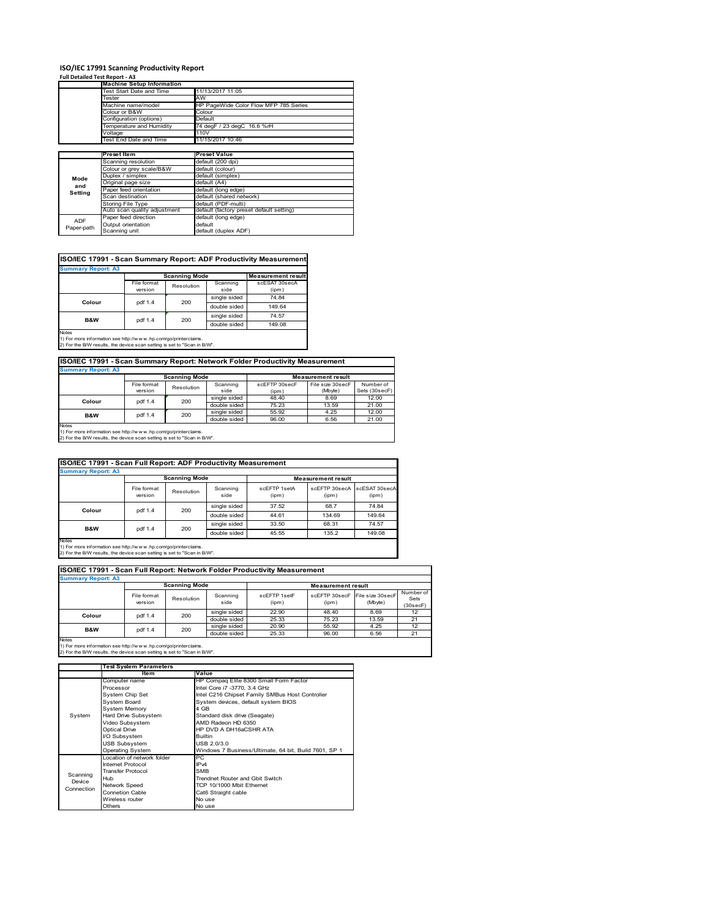# ISO/IEC 17991 Scanning Productivity Report

**Full Detailed Test Report - A3**

| | Machine Setup Information | |
|---|---|---|
| | Test Start Date and Time | 11/13/2017 11:05 |
| | Tester | AW |
| | Machine name/model | HP PageWide Color Flow MFP 785 Series |
| | Colour or B&W | Colour |
| | Configuration (options) | Default |
| | Temperature and Humidity | 74 degF / 23 degC 16.6 %rH |
| | Voltage | 110V |
| | Test End Date and Time | 11/15/2017 10:46 |

| | Preset Item | Preset Value |
|---|---|---|
| Mode and Setting | Scanning resolution | default (200 dpi) |
| | Colour or grey scale/B&W | default (colour) |
| | Duplex / simplex | default (simplex) |
| | Original page size | default (A4) |
| | Paper feed orientation | default (long edge) |
| | Scan destination | default (shared network) |
| | Storing File Type | default (PDF-multi) |
| | Auto scan quality adjustment | default (factory preset default setting) |
| ADF Paper-path | Paper feed direction | default (long edge) |
| | Output orientation | default |
| | Scanning unit | default (duplex ADF) |

## ISO/IEC 17991 - Scan Summary Report: ADF Productivity Measurement

**Summary Report: A3**

| | Scanning Mode | | | Measurement result |
|---|---|---|---|---|
| | File format version | Resolution | Scanning side | scESAT 30secA (ipm) |
| Colour | pdf 1.4 | 200 | single sided | 74.84 |
| | | | double sided | 149.64 |
| B&W | pdf 1.4 | 200 | single sided | 74.57 |
| | | | double sided | 149.08 |

Notes
1) For more information see http://www.hp.com/go/printerclaims.
2) For the B/W results, the device scan setting is set to "Scan in B/W".

## ISO/IEC 17991 - Scan Summary Report: Network Folder Productivity Measurement

**Summary Report: A3**

| | Scanning Mode | | | Measurement result | | |
|---|---|---|---|---|---|---|
| | File format version | Resolution | Scanning side | scEFTP 30secF (ipm) | File size 30secF (Mbyte) | Number of Sets (30secF) |
| Colour | pdf 1.4 | 200 | single sided | 48.40 | 8.69 | 12.00 |
| | | | double sided | 75.23 | 13.59 | 21.00 |
| B&W | pdf 1.4 | 200 | single sided | 55.92 | 4.25 | 12.00 |
| | | | double sided | 96.00 | 6.56 | 21.00 |

Notes
1) For more information see http://www.hp.com/go/printerclaims.
2) For the B/W results, the device scan setting is set to "Scan in B/W".

## ISO/IEC 17991 - Scan Full Report: ADF Productivity Measurement

**Summary Report: A3**

| | Scanning Mode | | | Measurement result | | |
|---|---|---|---|---|---|---|
| | File format version | Resolution | Scanning side | scEFTP 1setA (ipm) | scEFTP 30secA (ipm) | scESAT 30secA (ipm) |
| Colour | pdf 1.4 | 200 | single sided | 37.52 | 68.7 | 74.84 |
| | | | double sided | 44.61 | 134.69 | 149.64 |
| B&W | pdf 1.4 | 200 | single sided | 33.50 | 68.31 | 74.57 |
| | | | double sided | 45.55 | 135.2 | 149.08 |

Notes
1) For more information see http://www.hp.com/go/printerclaims.
2) For the B/W results, the device scan setting is set to "Scan in B/W".

## ISO/IEC 17991 - Scan Full Report: Network Folder Productivity Measurement

**Summary Report: A3**

| | Scanning Mode | | | Measurement result | | | |
|---|---|---|---|---|---|---|---|
| | File format version | Resolution | Scanning side | scEFTP 1setF (ipm) | scEFTP 30secF (ipm) | File size 30secF (Mbyte) | Number of Sets (30secF) |
| Colour | pdf 1.4 | 200 | single sided | 22.90 | 48.40 | 8.69 | 12 |
| | | | double sided | 25.33 | 75.23 | 13.59 | 21 |
| B&W | pdf 1.4 | 200 | single sided | 20.90 | 55.92 | 4.25 | 12 |
| | | | double sided | 25.33 | 96.00 | 6.56 | 21 |

Notes
1) For more information see http://www.hp.com/go/printerclaims.
2) For the B/W results, the device scan setting is set to "Scan in B/W".

| | Test System Parameters | |
|---|---|---|
| | Item | Value |
| System | Computer name | HP Compaq Elite 8300 Small Form Factor |
| | Processor | Intel Core i7 -3770, 3.4 GHz |
| | System Chip Set | Intel C216 Chipset Family SMBus Host Controller |
| | System Board | System devices, default system BIOS |
| | System Memory | 4 GB |
| | Hard Drive Subsystem | Standard disk drive (Seagate) |
| | Video Subsystem | AMD Radeon HD 6350 |
| | Optical Drive | HP DVD A DH16aCSHR ATA |
| | I/O Subsystem | Builtin |
| | USB Subsystem | USB 2.0/3.0 |
| | Operating System | Windows 7 Business/Ultimate, 64 bit, Build 7601, SP 1 |
| Scanning Device Connection | Location of network folder | PC |
| | Internet Protocol | IPv4 |
| | Transfer Protocol | SMB |
| | Hub | Trendnet Router and Gbit Switch |
| | Network Speed | TCP 10/1000 Mbit Ethernet |
| | Connetion Cable | Cat6 Straight cable |
| | Wireless router | No use |
| | Others | No use |